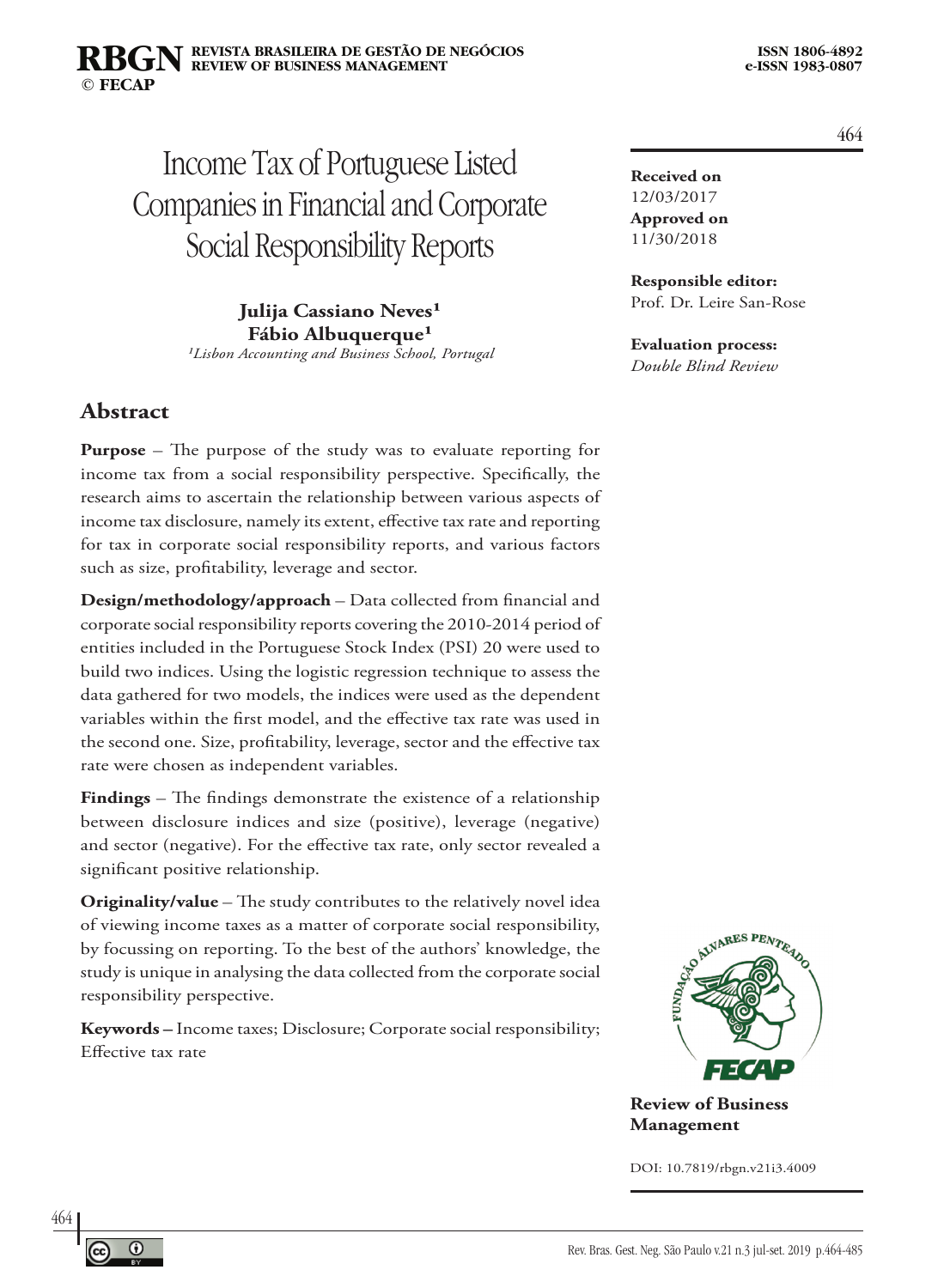# Income Tax of Portuguese Listed Companies in Financial and Corporate Social Responsibility Reports

**Julija Cassiano Neves**[1]
**Fábio Albuquerque**[1]
[1]*Lisbon Accounting and Business School, Portugal*

**Received on**
12/03/2017
**Approved on**
11/30/2018

**Responsible editor:**
Prof. Dr. Leire San-Rose

**Evaluation process:**
*Double Blind Review*

## Abstract

**Purpose** – The purpose of the study was to evaluate reporting for income tax from a social responsibility perspective. Specifically, the research aims to ascertain the relationship between various aspects of income tax disclosure, namely its extent, effective tax rate and reporting for tax in corporate social responsibility reports, and various factors such as size, profitability, leverage and sector.

**Design/methodology/approach** – Data collected from financial and corporate social responsibility reports covering the 2010-2014 period of entities included in the Portuguese Stock Index (PSI) 20 were used to build two indices. Using the logistic regression technique to assess the data gathered for two models, the indices were used as the dependent variables within the first model, and the effective tax rate was used in the second one. Size, profitability, leverage, sector and the effective tax rate were chosen as independent variables.

**Findings** – The findings demonstrate the existence of a relationship between disclosure indices and size (positive), leverage (negative) and sector (negative). For the effective tax rate, only sector revealed a significant positive relationship.

**Originality/value** – The study contributes to the relatively novel idea of viewing income taxes as a matter of corporate social responsibility, by focussing on reporting. To the best of the authors' knowledge, the study is unique in analysing the data collected from the corporate social responsibility perspective.

**Keywords** – Income taxes; Disclosure; Corporate social responsibility; Effective tax rate

**Review of Business Management**

DOI: 10.7819/rbgn.v21i3.4009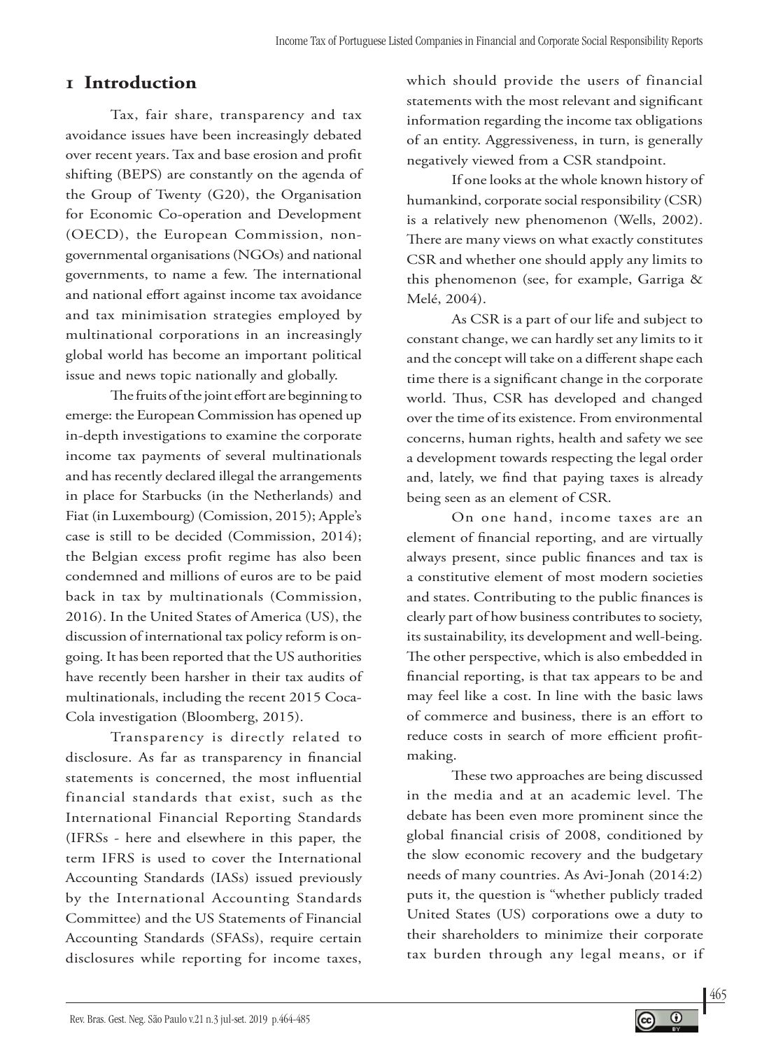# 1 Introduction

Tax, fair share, transparency and tax avoidance issues have been increasingly debated over recent years. Tax and base erosion and profit shifting (BEPS) are constantly on the agenda of the Group of Twenty (G20), the Organisation for Economic Co-operation and Development (OECD), the European Commission, non-governmental organisations (NGOs) and national governments, to name a few. The international and national effort against income tax avoidance and tax minimisation strategies employed by multinational corporations in an increasingly global world has become an important political issue and news topic nationally and globally.

The fruits of the joint effort are beginning to emerge: the European Commission has opened up in-depth investigations to examine the corporate income tax payments of several multinationals and has recently declared illegal the arrangements in place for Starbucks (in the Netherlands) and Fiat (in Luxembourg) (Comission, 2015); Apple's case is still to be decided (Commission, 2014); the Belgian excess profit regime has also been condemned and millions of euros are to be paid back in tax by multinationals (Commission, 2016). In the United States of America (US), the discussion of international tax policy reform is on-going. It has been reported that the US authorities have recently been harsher in their tax audits of multinationals, including the recent 2015 Coca-Cola investigation (Bloomberg, 2015).

Transparency is directly related to disclosure. As far as transparency in financial statements is concerned, the most influential financial standards that exist, such as the International Financial Reporting Standards (IFRSs - here and elsewhere in this paper, the term IFRS is used to cover the International Accounting Standards (IASs) issued previously by the International Accounting Standards Committee) and the US Statements of Financial Accounting Standards (SFASs), require certain disclosures while reporting for income taxes, which should provide the users of financial statements with the most relevant and significant information regarding the income tax obligations of an entity. Aggressiveness, in turn, is generally negatively viewed from a CSR standpoint.

If one looks at the whole known history of humankind, corporate social responsibility (CSR) is a relatively new phenomenon (Wells, 2002). There are many views on what exactly constitutes CSR and whether one should apply any limits to this phenomenon (see, for example, Garriga & Melé, 2004).

As CSR is a part of our life and subject to constant change, we can hardly set any limits to it and the concept will take on a different shape each time there is a significant change in the corporate world. Thus, CSR has developed and changed over the time of its existence. From environmental concerns, human rights, health and safety we see a development towards respecting the legal order and, lately, we find that paying taxes is already being seen as an element of CSR.

On one hand, income taxes are an element of financial reporting, and are virtually always present, since public finances and tax is a constitutive element of most modern societies and states. Contributing to the public finances is clearly part of how business contributes to society, its sustainability, its development and well-being. The other perspective, which is also embedded in financial reporting, is that tax appears to be and may feel like a cost. In line with the basic laws of commerce and business, there is an effort to reduce costs in search of more efficient profit-making.

These two approaches are being discussed in the media and at an academic level. The debate has been even more prominent since the global financial crisis of 2008, conditioned by the slow economic recovery and the budgetary needs of many countries. As Avi-Jonah (2014:2) puts it, the question is "whether publicly traded United States (US) corporations owe a duty to their shareholders to minimize their corporate tax burden through any legal means, or if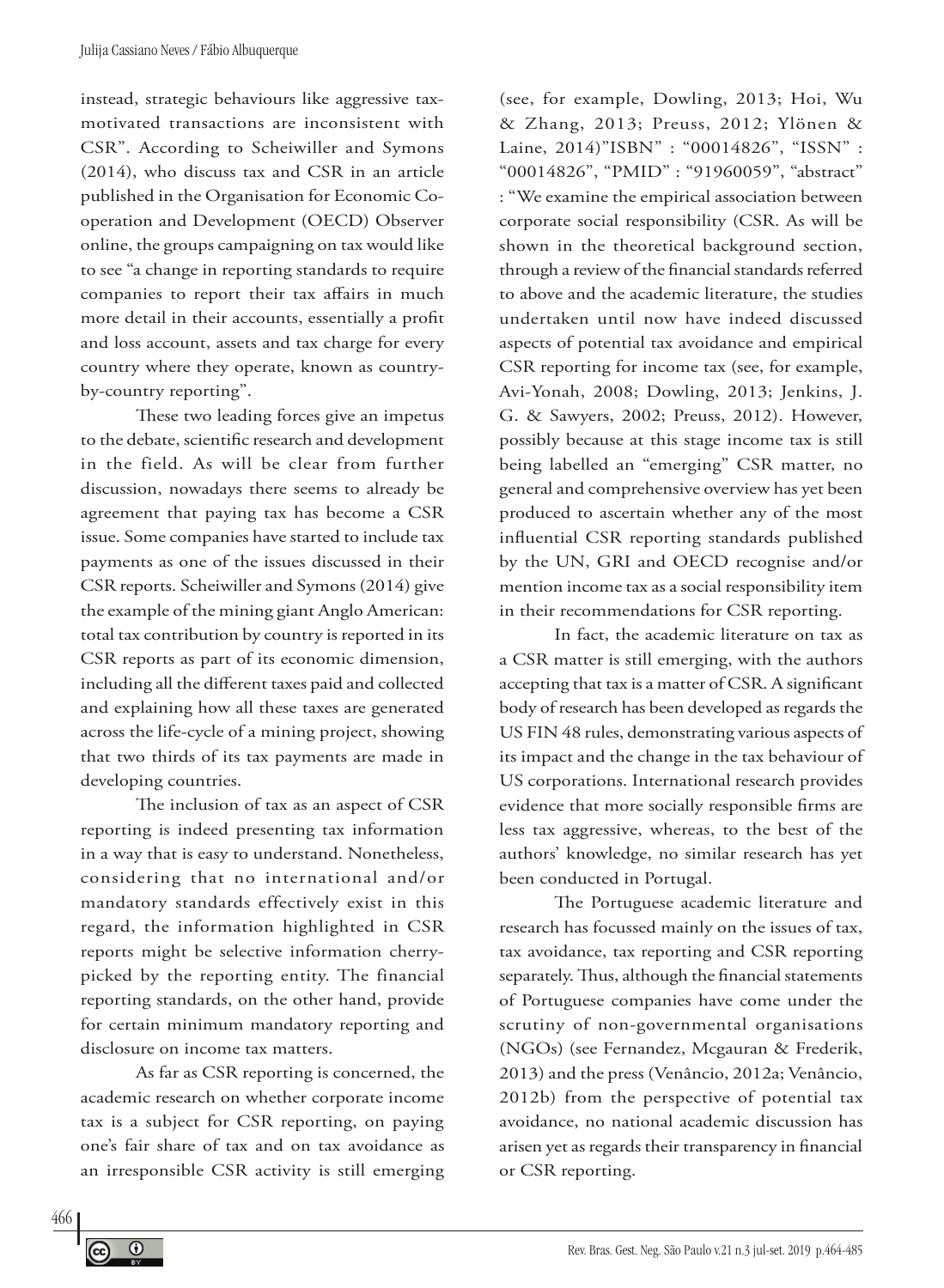instead, strategic behaviours like aggressive tax-motivated transactions are inconsistent with CSR". According to Scheiwiller and Symons (2014), who discuss tax and CSR in an article published in the Organisation for Economic Co-operation and Development (OECD) Observer online, the groups campaigning on tax would like to see "a change in reporting standards to require companies to report their tax affairs in much more detail in their accounts, essentially a profit and loss account, assets and tax charge for every country where they operate, known as country-by-country reporting".

These two leading forces give an impetus to the debate, scientific research and development in the field. As will be clear from further discussion, nowadays there seems to already be agreement that paying tax has become a CSR issue. Some companies have started to include tax payments as one of the issues discussed in their CSR reports. Scheiwiller and Symons (2014) give the example of the mining giant Anglo American: total tax contribution by country is reported in its CSR reports as part of its economic dimension, including all the different taxes paid and collected and explaining how all these taxes are generated across the life-cycle of a mining project, showing that two thirds of its tax payments are made in developing countries.

The inclusion of tax as an aspect of CSR reporting is indeed presenting tax information in a way that is easy to understand. Nonetheless, considering that no international and/or mandatory standards effectively exist in this regard, the information highlighted in CSR reports might be selective information cherry-picked by the reporting entity. The financial reporting standards, on the other hand, provide for certain minimum mandatory reporting and disclosure on income tax matters.

As far as CSR reporting is concerned, the academic research on whether corporate income tax is a subject for CSR reporting, on paying one's fair share of tax and on tax avoidance as an irresponsible CSR activity is still emerging (see, for example, Dowling, 2013; Hoi, Wu & Zhang, 2013; Preuss, 2012; Ylönen & Laine, 2014)"ISBN" : "00014826", "ISSN" : "00014826", "PMID" : "91960059", "abstract" : "We examine the empirical association between corporate social responsibility (CSR. As will be shown in the theoretical background section, through a review of the financial standards referred to above and the academic literature, the studies undertaken until now have indeed discussed aspects of potential tax avoidance and empirical CSR reporting for income tax (see, for example, Avi-Yonah, 2008; Dowling, 2013; Jenkins, J. G. & Sawyers, 2002; Preuss, 2012). However, possibly because at this stage income tax is still being labelled an "emerging" CSR matter, no general and comprehensive overview has yet been produced to ascertain whether any of the most influential CSR reporting standards published by the UN, GRI and OECD recognise and/or mention income tax as a social responsibility item in their recommendations for CSR reporting.

In fact, the academic literature on tax as a CSR matter is still emerging, with the authors accepting that tax is a matter of CSR. A significant body of research has been developed as regards the US FIN 48 rules, demonstrating various aspects of its impact and the change in the tax behaviour of US corporations. International research provides evidence that more socially responsible firms are less tax aggressive, whereas, to the best of the authors' knowledge, no similar research has yet been conducted in Portugal.

The Portuguese academic literature and research has focussed mainly on the issues of tax, tax avoidance, tax reporting and CSR reporting separately. Thus, although the financial statements of Portuguese companies have come under the scrutiny of non-governmental organisations (NGOs) (see Fernandez, Mcgauran & Frederik, 2013) and the press (Venâncio, 2012a; Venâncio, 2012b) from the perspective of potential tax avoidance, no national academic discussion has arisen yet as regards their transparency in financial or CSR reporting.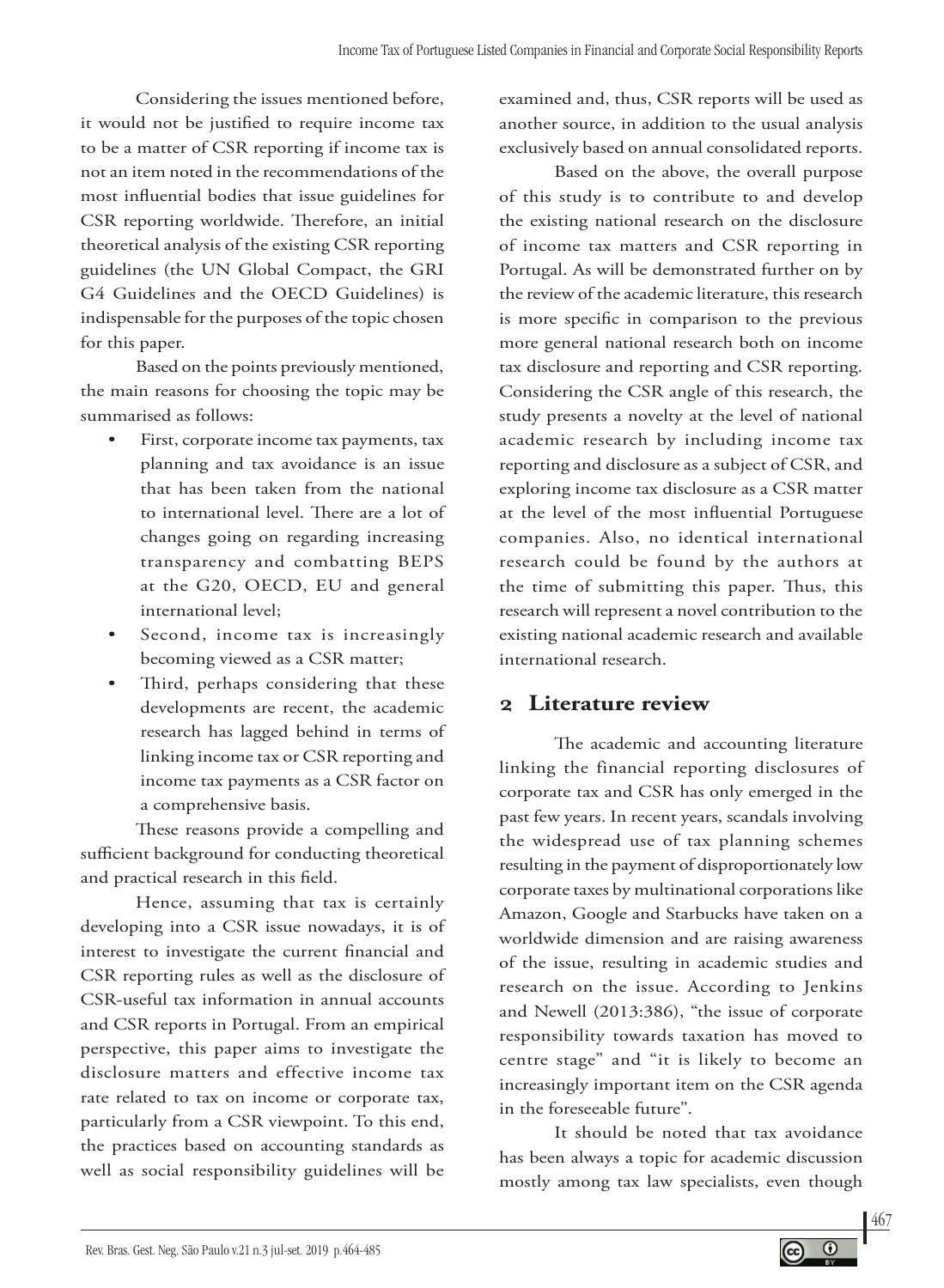Considering the issues mentioned before, it would not be justified to require income tax to be a matter of CSR reporting if income tax is not an item noted in the recommendations of the most influential bodies that issue guidelines for CSR reporting worldwide. Therefore, an initial theoretical analysis of the existing CSR reporting guidelines (the UN Global Compact, the GRI G4 Guidelines and the OECD Guidelines) is indispensable for the purposes of the topic chosen for this paper.

Based on the points previously mentioned, the main reasons for choosing the topic may be summarised as follows:

- First, corporate income tax payments, tax planning and tax avoidance is an issue that has been taken from the national to international level. There are a lot of changes going on regarding increasing transparency and combatting BEPS at the G20, OECD, EU and general international level;
- Second, income tax is increasingly becoming viewed as a CSR matter;
- Third, perhaps considering that these developments are recent, the academic research has lagged behind in terms of linking income tax or CSR reporting and income tax payments as a CSR factor on a comprehensive basis.

These reasons provide a compelling and sufficient background for conducting theoretical and practical research in this field.

Hence, assuming that tax is certainly developing into a CSR issue nowadays, it is of interest to investigate the current financial and CSR reporting rules as well as the disclosure of CSR-useful tax information in annual accounts and CSR reports in Portugal. From an empirical perspective, this paper aims to investigate the disclosure matters and effective income tax rate related to tax on income or corporate tax, particularly from a CSR viewpoint. To this end, the practices based on accounting standards as well as social responsibility guidelines will be examined and, thus, CSR reports will be used as another source, in addition to the usual analysis exclusively based on annual consolidated reports.

Based on the above, the overall purpose of this study is to contribute to and develop the existing national research on the disclosure of income tax matters and CSR reporting in Portugal. As will be demonstrated further on by the review of the academic literature, this research is more specific in comparison to the previous more general national research both on income tax disclosure and reporting and CSR reporting. Considering the CSR angle of this research, the study presents a novelty at the level of national academic research by including income tax reporting and disclosure as a subject of CSR, and exploring income tax disclosure as a CSR matter at the level of the most influential Portuguese companies. Also, no identical international research could be found by the authors at the time of submitting this paper. Thus, this research will represent a novel contribution to the existing national academic research and available international research.

## 2 Literature review

The academic and accounting literature linking the financial reporting disclosures of corporate tax and CSR has only emerged in the past few years. In recent years, scandals involving the widespread use of tax planning schemes resulting in the payment of disproportionately low corporate taxes by multinational corporations like Amazon, Google and Starbucks have taken on a worldwide dimension and are raising awareness of the issue, resulting in academic studies and research on the issue. According to Jenkins and Newell (2013:386), "the issue of corporate responsibility towards taxation has moved to centre stage" and "it is likely to become an increasingly important item on the CSR agenda in the foreseeable future".

It should be noted that tax avoidance has been always a topic for academic discussion mostly among tax law specialists, even though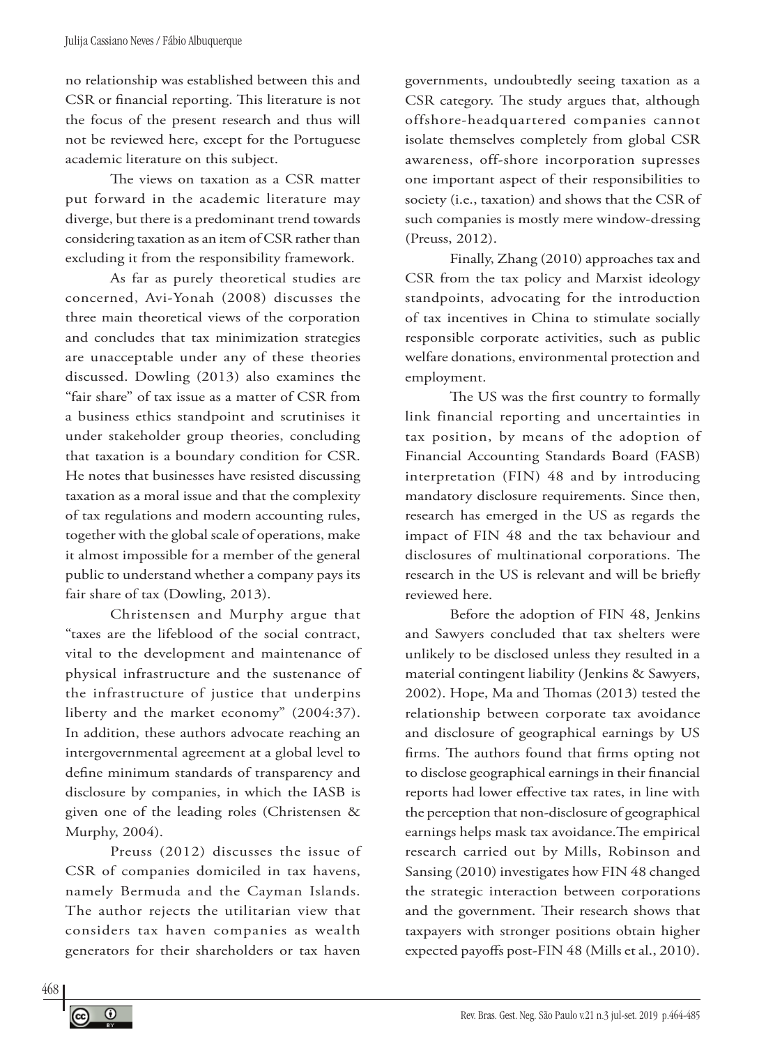no relationship was established between this and CSR or financial reporting. This literature is not the focus of the present research and thus will not be reviewed here, except for the Portuguese academic literature on this subject.

The views on taxation as a CSR matter put forward in the academic literature may diverge, but there is a predominant trend towards considering taxation as an item of CSR rather than excluding it from the responsibility framework.

As far as purely theoretical studies are concerned, Avi-Yonah (2008) discusses the three main theoretical views of the corporation and concludes that tax minimization strategies are unacceptable under any of these theories discussed. Dowling (2013) also examines the "fair share" of tax issue as a matter of CSR from a business ethics standpoint and scrutinises it under stakeholder group theories, concluding that taxation is a boundary condition for CSR. He notes that businesses have resisted discussing taxation as a moral issue and that the complexity of tax regulations and modern accounting rules, together with the global scale of operations, make it almost impossible for a member of the general public to understand whether a company pays its fair share of tax (Dowling, 2013).

Christensen and Murphy argue that "taxes are the lifeblood of the social contract, vital to the development and maintenance of physical infrastructure and the sustenance of the infrastructure of justice that underpins liberty and the market economy" (2004:37). In addition, these authors advocate reaching an intergovernmental agreement at a global level to define minimum standards of transparency and disclosure by companies, in which the IASB is given one of the leading roles (Christensen & Murphy, 2004).

Preuss (2012) discusses the issue of CSR of companies domiciled in tax havens, namely Bermuda and the Cayman Islands. The author rejects the utilitarian view that considers tax haven companies as wealth generators for their shareholders or tax haven governments, undoubtedly seeing taxation as a CSR category. The study argues that, although offshore-headquartered companies cannot isolate themselves completely from global CSR awareness, off-shore incorporation supresses one important aspect of their responsibilities to society (i.e., taxation) and shows that the CSR of such companies is mostly mere window-dressing (Preuss, 2012).

Finally, Zhang (2010) approaches tax and CSR from the tax policy and Marxist ideology standpoints, advocating for the introduction of tax incentives in China to stimulate socially responsible corporate activities, such as public welfare donations, environmental protection and employment.

The US was the first country to formally link financial reporting and uncertainties in tax position, by means of the adoption of Financial Accounting Standards Board (FASB) interpretation (FIN) 48 and by introducing mandatory disclosure requirements. Since then, research has emerged in the US as regards the impact of FIN 48 and the tax behaviour and disclosures of multinational corporations. The research in the US is relevant and will be briefly reviewed here.

Before the adoption of FIN 48, Jenkins and Sawyers concluded that tax shelters were unlikely to be disclosed unless they resulted in a material contingent liability (Jenkins & Sawyers, 2002). Hope, Ma and Thomas (2013) tested the relationship between corporate tax avoidance and disclosure of geographical earnings by US firms. The authors found that firms opting not to disclose geographical earnings in their financial reports had lower effective tax rates, in line with the perception that non-disclosure of geographical earnings helps mask tax avoidance.The empirical research carried out by Mills, Robinson and Sansing (2010) investigates how FIN 48 changed the strategic interaction between corporations and the government. Their research shows that taxpayers with stronger positions obtain higher expected payoffs post-FIN 48 (Mills et al., 2010).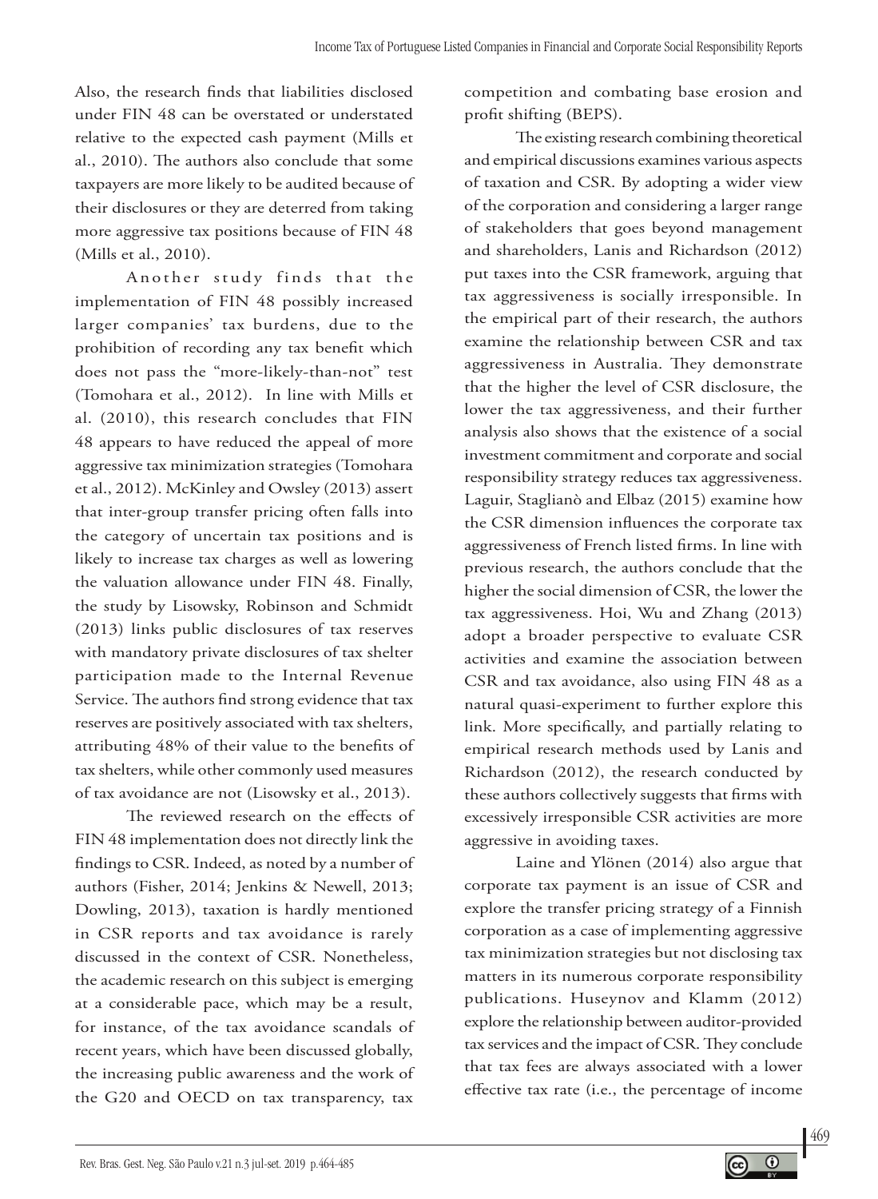Also, the research finds that liabilities disclosed under FIN 48 can be overstated or understated relative to the expected cash payment (Mills et al., 2010). The authors also conclude that some taxpayers are more likely to be audited because of their disclosures or they are deterred from taking more aggressive tax positions because of FIN 48 (Mills et al., 2010).

Another study finds that the implementation of FIN 48 possibly increased larger companies' tax burdens, due to the prohibition of recording any tax benefit which does not pass the "more-likely-than-not" test (Tomohara et al., 2012). In line with Mills et al. (2010), this research concludes that FIN 48 appears to have reduced the appeal of more aggressive tax minimization strategies (Tomohara et al., 2012). McKinley and Owsley (2013) assert that inter-group transfer pricing often falls into the category of uncertain tax positions and is likely to increase tax charges as well as lowering the valuation allowance under FIN 48. Finally, the study by Lisowsky, Robinson and Schmidt (2013) links public disclosures of tax reserves with mandatory private disclosures of tax shelter participation made to the Internal Revenue Service. The authors find strong evidence that tax reserves are positively associated with tax shelters, attributing 48% of their value to the benefits of tax shelters, while other commonly used measures of tax avoidance are not (Lisowsky et al., 2013).

The reviewed research on the effects of FIN 48 implementation does not directly link the findings to CSR. Indeed, as noted by a number of authors (Fisher, 2014; Jenkins & Newell, 2013; Dowling, 2013), taxation is hardly mentioned in CSR reports and tax avoidance is rarely discussed in the context of CSR. Nonetheless, the academic research on this subject is emerging at a considerable pace, which may be a result, for instance, of the tax avoidance scandals of recent years, which have been discussed globally, the increasing public awareness and the work of the G20 and OECD on tax transparency, tax competition and combating base erosion and profit shifting (BEPS).

The existing research combining theoretical and empirical discussions examines various aspects of taxation and CSR. By adopting a wider view of the corporation and considering a larger range of stakeholders that goes beyond management and shareholders, Lanis and Richardson (2012) put taxes into the CSR framework, arguing that tax aggressiveness is socially irresponsible. In the empirical part of their research, the authors examine the relationship between CSR and tax aggressiveness in Australia. They demonstrate that the higher the level of CSR disclosure, the lower the tax aggressiveness, and their further analysis also shows that the existence of a social investment commitment and corporate and social responsibility strategy reduces tax aggressiveness. Laguir, Staglianò and Elbaz (2015) examine how the CSR dimension influences the corporate tax aggressiveness of French listed firms. In line with previous research, the authors conclude that the higher the social dimension of CSR, the lower the tax aggressiveness. Hoi, Wu and Zhang (2013) adopt a broader perspective to evaluate CSR activities and examine the association between CSR and tax avoidance, also using FIN 48 as a natural quasi-experiment to further explore this link. More specifically, and partially relating to empirical research methods used by Lanis and Richardson (2012), the research conducted by these authors collectively suggests that firms with excessively irresponsible CSR activities are more aggressive in avoiding taxes.

Laine and Ylönen (2014) also argue that corporate tax payment is an issue of CSR and explore the transfer pricing strategy of a Finnish corporation as a case of implementing aggressive tax minimization strategies but not disclosing tax matters in its numerous corporate responsibility publications. Huseynov and Klamm (2012) explore the relationship between auditor-provided tax services and the impact of CSR. They conclude that tax fees are always associated with a lower effective tax rate (i.e., the percentage of income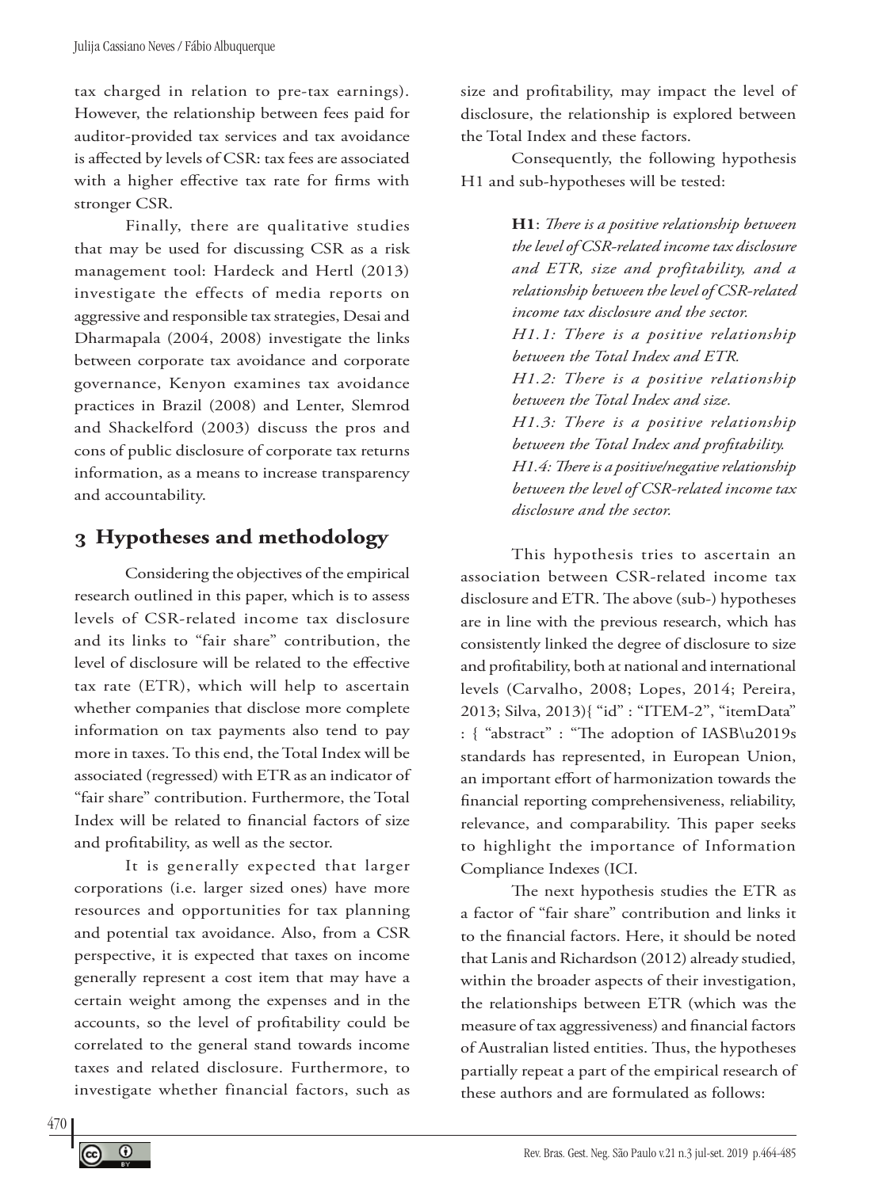tax charged in relation to pre-tax earnings). However, the relationship between fees paid for auditor-provided tax services and tax avoidance is affected by levels of CSR: tax fees are associated with a higher effective tax rate for firms with stronger CSR.

Finally, there are qualitative studies that may be used for discussing CSR as a risk management tool: Hardeck and Hertl (2013) investigate the effects of media reports on aggressive and responsible tax strategies, Desai and Dharmapala (2004, 2008) investigate the links between corporate tax avoidance and corporate governance, Kenyon examines tax avoidance practices in Brazil (2008) and Lenter, Slemrod and Shackelford (2003) discuss the pros and cons of public disclosure of corporate tax returns information, as a means to increase transparency and accountability.

## 3 Hypotheses and methodology

Considering the objectives of the empirical research outlined in this paper, which is to assess levels of CSR-related income tax disclosure and its links to "fair share" contribution, the level of disclosure will be related to the effective tax rate (ETR), which will help to ascertain whether companies that disclose more complete information on tax payments also tend to pay more in taxes. To this end, the Total Index will be associated (regressed) with ETR as an indicator of "fair share" contribution. Furthermore, the Total Index will be related to financial factors of size and profitability, as well as the sector.

It is generally expected that larger corporations (i.e. larger sized ones) have more resources and opportunities for tax planning and potential tax avoidance. Also, from a CSR perspective, it is expected that taxes on income generally represent a cost item that may have a certain weight among the expenses and in the accounts, so the level of profitability could be correlated to the general stand towards income taxes and related disclosure. Furthermore, to investigate whether financial factors, such as size and profitability, may impact the level of disclosure, the relationship is explored between the Total Index and these factors.

Consequently, the following hypothesis H1 and sub-hypotheses will be tested:

> **H1**: *There is a positive relationship between the level of CSR-related income tax disclosure and ETR, size and profitability, and a relationship between the level of CSR-related income tax disclosure and the sector.*
> *H1.1: There is a positive relationship between the Total Index and ETR.*
> *H1.2: There is a positive relationship between the Total Index and size.*
> *H1.3: There is a positive relationship between the Total Index and profitability.*
> *H1.4: There is a positive/negative relationship between the level of CSR-related income tax disclosure and the sector.*

This hypothesis tries to ascertain an association between CSR-related income tax disclosure and ETR. The above (sub-) hypotheses are in line with the previous research, which has consistently linked the degree of disclosure to size and profitability, both at national and international levels (Carvalho, 2008; Lopes, 2014; Pereira, 2013; Silva, 2013){ "id" : "ITEM-2", "itemData" : { "abstract" : "The adoption of IASB\u2019s standards has represented, in European Union, an important effort of harmonization towards the financial reporting comprehensiveness, reliability, relevance, and comparability. This paper seeks to highlight the importance of Information Compliance Indexes (ICI.

The next hypothesis studies the ETR as a factor of "fair share" contribution and links it to the financial factors. Here, it should be noted that Lanis and Richardson (2012) already studied, within the broader aspects of their investigation, the relationships between ETR (which was the measure of tax aggressiveness) and financial factors of Australian listed entities. Thus, the hypotheses partially repeat a part of the empirical research of these authors and are formulated as follows: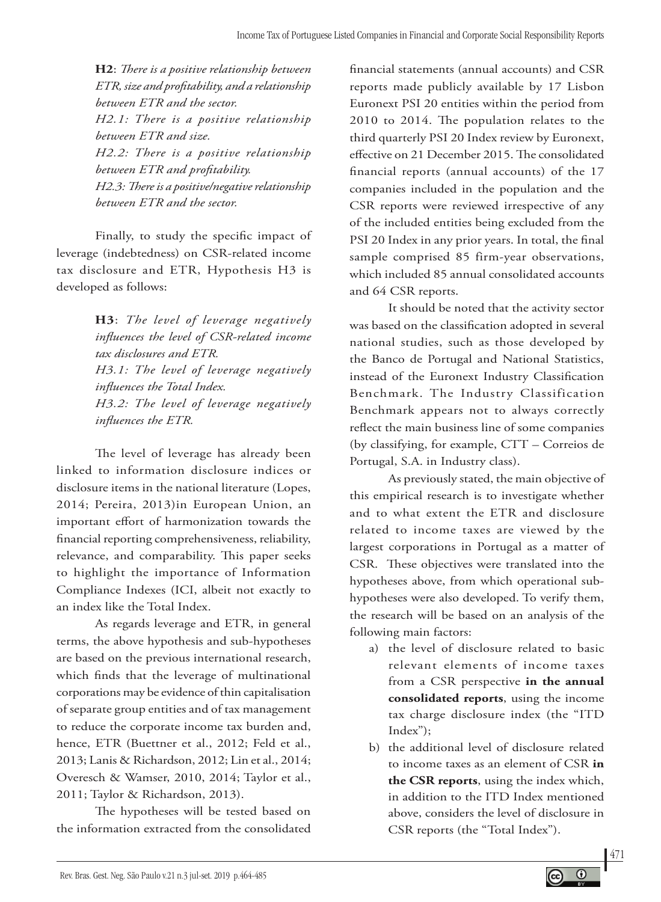> **H2**: *There is a positive relationship between ETR, size and profitability, and a relationship between ETR and the sector.*
> *H2.1: There is a positive relationship between ETR and size.*
> *H2.2: There is a positive relationship between ETR and profitability.*
> *H2.3: There is a positive/negative relationship between ETR and the sector.*

Finally, to study the specific impact of leverage (indebtedness) on CSR-related income tax disclosure and ETR, Hypothesis H3 is developed as follows:

> **H3**: *The level of leverage negatively influences the level of CSR-related income tax disclosures and ETR.*
> *H3.1: The level of leverage negatively influences the Total Index.*
> *H3.2: The level of leverage negatively influences the ETR.*

The level of leverage has already been linked to information disclosure indices or disclosure items in the national literature (Lopes, 2014; Pereira, 2013)in European Union, an important effort of harmonization towards the financial reporting comprehensiveness, reliability, relevance, and comparability. This paper seeks to highlight the importance of Information Compliance Indexes (ICI, albeit not exactly to an index like the Total Index.

As regards leverage and ETR, in general terms, the above hypothesis and sub-hypotheses are based on the previous international research, which finds that the leverage of multinational corporations may be evidence of thin capitalisation of separate group entities and of tax management to reduce the corporate income tax burden and, hence, ETR (Buettner et al., 2012; Feld et al., 2013; Lanis & Richardson, 2012; Lin et al., 2014; Overesch & Wamser, 2010, 2014; Taylor et al., 2011; Taylor & Richardson, 2013).

The hypotheses will be tested based on the information extracted from the consolidated financial statements (annual accounts) and CSR reports made publicly available by 17 Lisbon Euronext PSI 20 entities within the period from 2010 to 2014. The population relates to the third quarterly PSI 20 Index review by Euronext, effective on 21 December 2015. The consolidated financial reports (annual accounts) of the 17 companies included in the population and the CSR reports were reviewed irrespective of any of the included entities being excluded from the PSI 20 Index in any prior years. In total, the final sample comprised 85 firm-year observations, which included 85 annual consolidated accounts and 64 CSR reports.

It should be noted that the activity sector was based on the classification adopted in several national studies, such as those developed by the Banco de Portugal and National Statistics, instead of the Euronext Industry Classification Benchmark. The Industry Classification Benchmark appears not to always correctly reflect the main business line of some companies (by classifying, for example, CTT – Correios de Portugal, S.A. in Industry class).

As previously stated, the main objective of this empirical research is to investigate whether and to what extent the ETR and disclosure related to income taxes are viewed by the largest corporations in Portugal as a matter of CSR. These objectives were translated into the hypotheses above, from which operational sub-hypotheses were also developed. To verify them, the research will be based on an analysis of the following main factors:

a) the level of disclosure related to basic relevant elements of income taxes from a CSR perspective **in the annual consolidated reports**, using the income tax charge disclosure index (the "ITD Index");
b) the additional level of disclosure related to income taxes as an element of CSR **in the CSR reports**, using the index which, in addition to the ITD Index mentioned above, considers the level of disclosure in CSR reports (the "Total Index").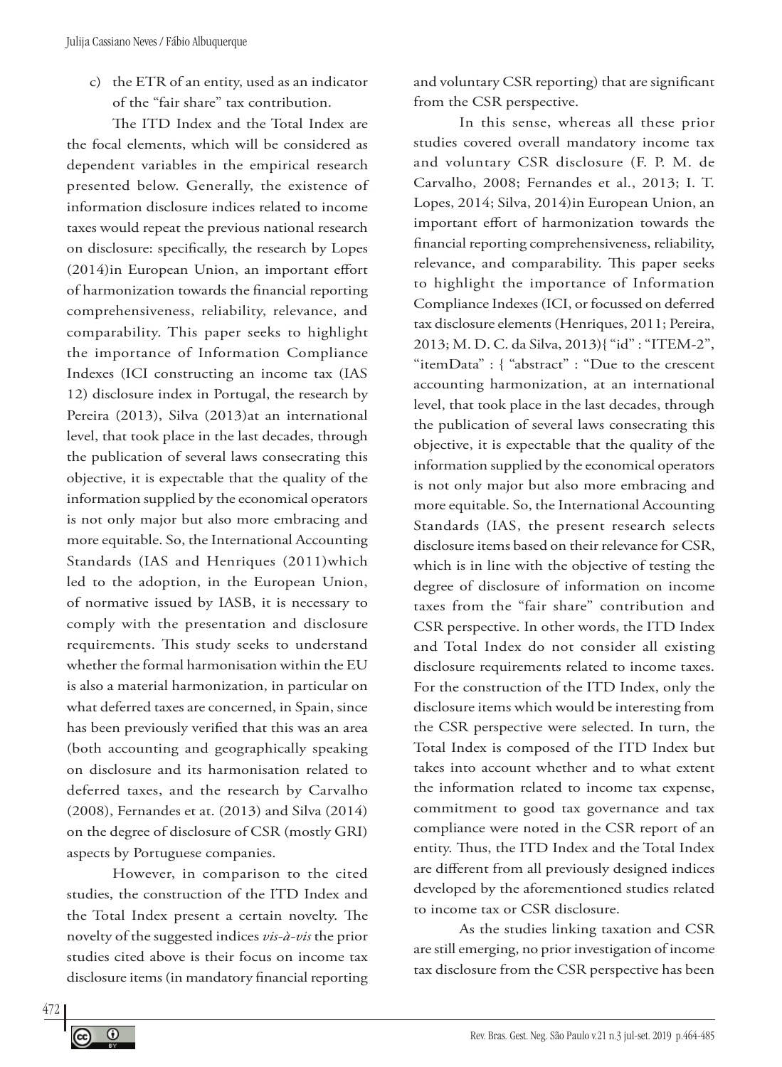c) the ETR of an entity, used as an indicator of the "fair share" tax contribution.

The ITD Index and the Total Index are the focal elements, which will be considered as dependent variables in the empirical research presented below. Generally, the existence of information disclosure indices related to income taxes would repeat the previous national research on disclosure: specifically, the research by Lopes (2014)in European Union, an important effort of harmonization towards the financial reporting comprehensiveness, reliability, relevance, and comparability. This paper seeks to highlight the importance of Information Compliance Indexes (ICI constructing an income tax (IAS 12) disclosure index in Portugal, the research by Pereira (2013), Silva (2013)at an international level, that took place in the last decades, through the publication of several laws consecrating this objective, it is expectable that the quality of the information supplied by the economical operators is not only major but also more embracing and more equitable. So, the International Accounting Standards (IAS and Henriques (2011)which led to the adoption, in the European Union, of normative issued by IASB, it is necessary to comply with the presentation and disclosure requirements. This study seeks to understand whether the formal harmonisation within the EU is also a material harmonization, in particular on what deferred taxes are concerned, in Spain, since has been previously verified that this was an area (both accounting and geographically speaking on disclosure and its harmonisation related to deferred taxes, and the research by Carvalho (2008), Fernandes et at. (2013) and Silva (2014) on the degree of disclosure of CSR (mostly GRI) aspects by Portuguese companies.

However, in comparison to the cited studies, the construction of the ITD Index and the Total Index present a certain novelty. The novelty of the suggested indices *vis-à-vis* the prior studies cited above is their focus on income tax disclosure items (in mandatory financial reporting and voluntary CSR reporting) that are significant from the CSR perspective.

In this sense, whereas all these prior studies covered overall mandatory income tax and voluntary CSR disclosure (F. P. M. de Carvalho, 2008; Fernandes et al., 2013; I. T. Lopes, 2014; Silva, 2014)in European Union, an important effort of harmonization towards the financial reporting comprehensiveness, reliability, relevance, and comparability. This paper seeks to highlight the importance of Information Compliance Indexes (ICI, or focussed on deferred tax disclosure elements (Henriques, 2011; Pereira, 2013; M. D. C. da Silva, 2013){ "id" : "ITEM-2", "itemData" : { "abstract" : "Due to the crescent accounting harmonization, at an international level, that took place in the last decades, through the publication of several laws consecrating this objective, it is expectable that the quality of the information supplied by the economical operators is not only major but also more embracing and more equitable. So, the International Accounting Standards (IAS, the present research selects disclosure items based on their relevance for CSR, which is in line with the objective of testing the degree of disclosure of information on income taxes from the "fair share" contribution and CSR perspective. In other words, the ITD Index and Total Index do not consider all existing disclosure requirements related to income taxes. For the construction of the ITD Index, only the disclosure items which would be interesting from the CSR perspective were selected. In turn, the Total Index is composed of the ITD Index but takes into account whether and to what extent the information related to income tax expense, commitment to good tax governance and tax compliance were noted in the CSR report of an entity. Thus, the ITD Index and the Total Index are different from all previously designed indices developed by the aforementioned studies related to income tax or CSR disclosure.

As the studies linking taxation and CSR are still emerging, no prior investigation of income tax disclosure from the CSR perspective has been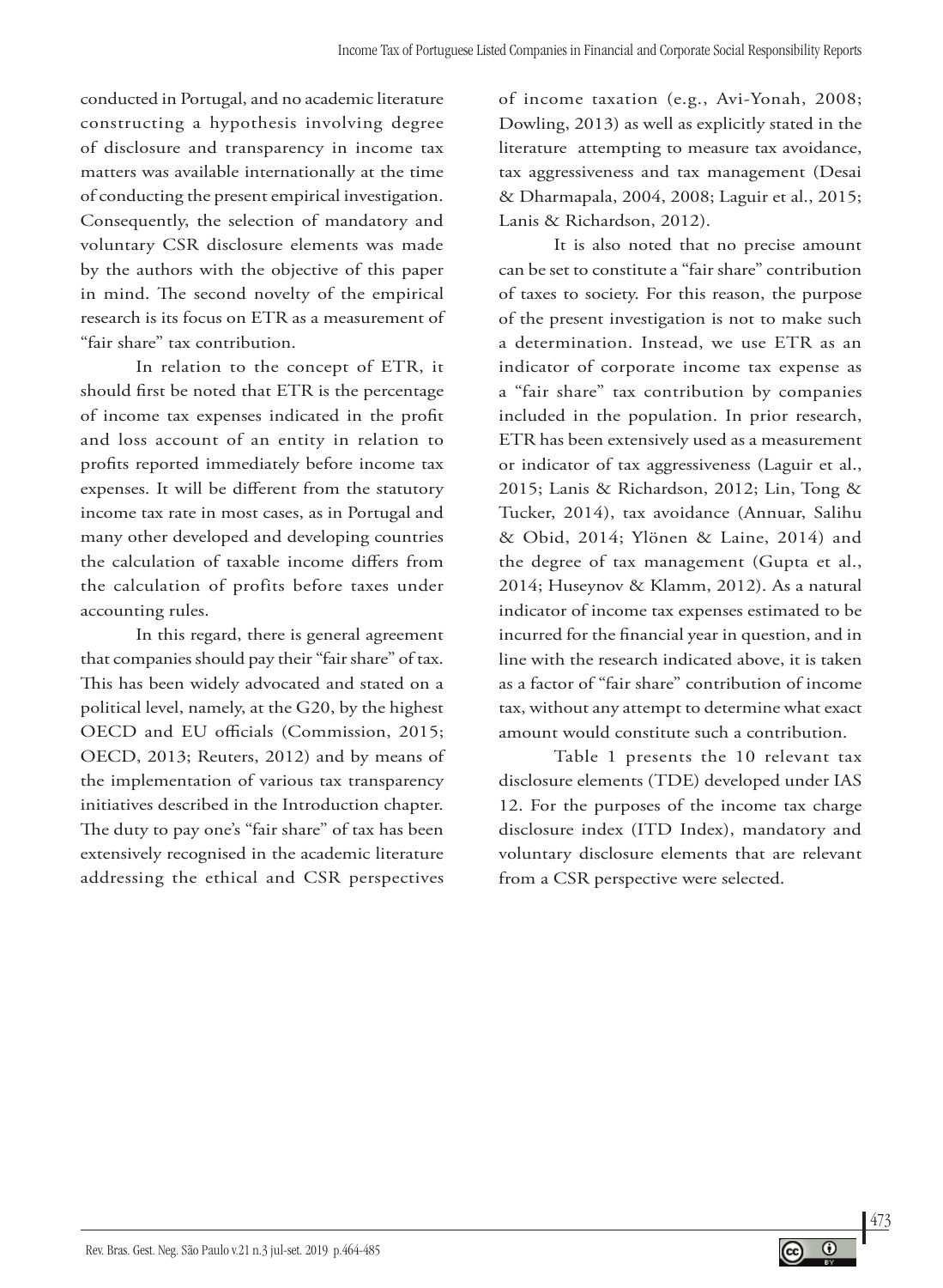conducted in Portugal, and no academic literature constructing a hypothesis involving degree of disclosure and transparency in income tax matters was available internationally at the time of conducting the present empirical investigation. Consequently, the selection of mandatory and voluntary CSR disclosure elements was made by the authors with the objective of this paper in mind. The second novelty of the empirical research is its focus on ETR as a measurement of "fair share" tax contribution.

In relation to the concept of ETR, it should first be noted that ETR is the percentage of income tax expenses indicated in the profit and loss account of an entity in relation to profits reported immediately before income tax expenses. It will be different from the statutory income tax rate in most cases, as in Portugal and many other developed and developing countries the calculation of taxable income differs from the calculation of profits before taxes under accounting rules.

In this regard, there is general agreement that companies should pay their "fair share" of tax. This has been widely advocated and stated on a political level, namely, at the G20, by the highest OECD and EU officials (Commission, 2015; OECD, 2013; Reuters, 2012) and by means of the implementation of various tax transparency initiatives described in the Introduction chapter. The duty to pay one's "fair share" of tax has been extensively recognised in the academic literature addressing the ethical and CSR perspectives of income taxation (e.g., Avi-Yonah, 2008; Dowling, 2013) as well as explicitly stated in the literature attempting to measure tax avoidance, tax aggressiveness and tax management (Desai & Dharmapala, 2004, 2008; Laguir et al., 2015; Lanis & Richardson, 2012).

It is also noted that no precise amount can be set to constitute a "fair share" contribution of taxes to society. For this reason, the purpose of the present investigation is not to make such a determination. Instead, we use ETR as an indicator of corporate income tax expense as a "fair share" tax contribution by companies included in the population. In prior research, ETR has been extensively used as a measurement or indicator of tax aggressiveness (Laguir et al., 2015; Lanis & Richardson, 2012; Lin, Tong & Tucker, 2014), tax avoidance (Annuar, Salihu & Obid, 2014; Ylönen & Laine, 2014) and the degree of tax management (Gupta et al., 2014; Huseynov & Klamm, 2012). As a natural indicator of income tax expenses estimated to be incurred for the financial year in question, and in line with the research indicated above, it is taken as a factor of "fair share" contribution of income tax, without any attempt to determine what exact amount would constitute such a contribution.

Table 1 presents the 10 relevant tax disclosure elements (TDE) developed under IAS 12. For the purposes of the income tax charge disclosure index (ITD Index), mandatory and voluntary disclosure elements that are relevant from a CSR perspective were selected.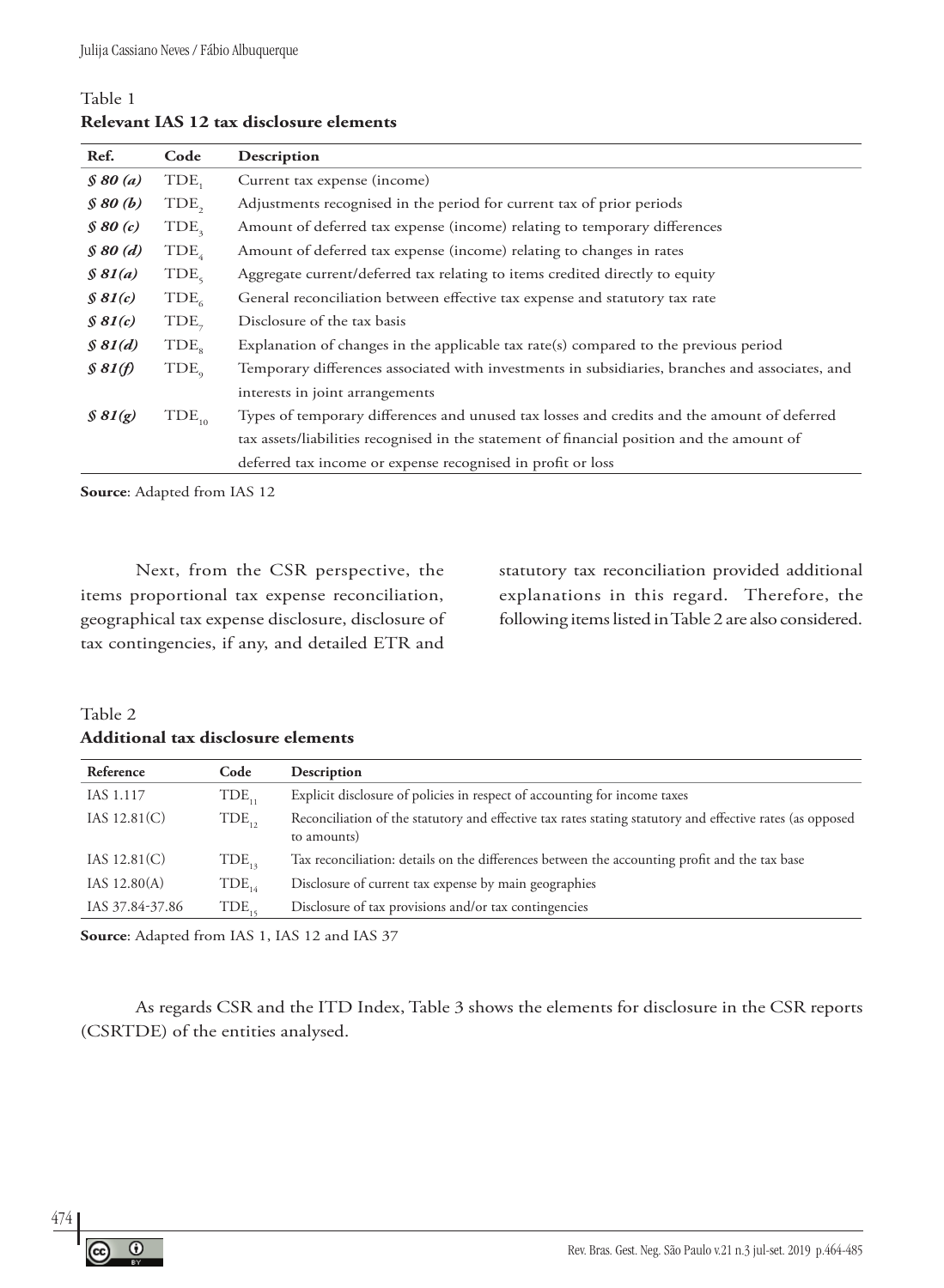Table 1

**Relevant IAS 12 tax disclosure elements**

| Ref. | Code | Description |
|---|---|---|
| ***§ 80 (a)*** | $TDE_1$ | Current tax expense (income) |
| ***§ 80 (b)*** | $TDE_2$ | Adjustments recognised in the period for current tax of prior periods |
| ***§ 80 (c)*** | $TDE_3$ | Amount of deferred tax expense (income) relating to temporary differences |
| ***§ 80 (d)*** | $TDE_4$ | Amount of deferred tax expense (income) relating to changes in rates |
| ***§ 81(a)*** | $TDE_5$ | Aggregate current/deferred tax relating to items credited directly to equity |
| ***§ 81(c)*** | $TDE_6$ | General reconciliation between effective tax expense and statutory tax rate |
| ***§ 81(c)*** | $TDE_7$ | Disclosure of the tax basis |
| ***§ 81(d)*** | $TDE_8$ | Explanation of changes in the applicable tax rate(s) compared to the previous period |
| ***§ 81(f)*** | $TDE_9$ | Temporary differences associated with investments in subsidiaries, branches and associates, and interests in joint arrangements |
| ***§ 81(g)*** | $TDE_{10}$ | Types of temporary differences and unused tax losses and credits and the amount of deferred tax assets/liabilities recognised in the statement of financial position and the amount of deferred tax income or expense recognised in profit or loss |

**Source**: Adapted from IAS 12

Next, from the CSR perspective, the items proportional tax expense reconciliation, geographical tax expense disclosure, disclosure of tax contingencies, if any, and detailed ETR and statutory tax reconciliation provided additional explanations in this regard. Therefore, the following items listed in Table 2 are also considered.

Table 2

**Additional tax disclosure elements**

| Reference | Code | Description |
|---|---|---|
| IAS 1.117 | $TDE_{11}$ | Explicit disclosure of policies in respect of accounting for income taxes |
| IAS 12.81(C) | $TDE_{12}$ | Reconciliation of the statutory and effective tax rates stating statutory and effective rates (as opposed to amounts) |
| IAS 12.81(C) | $TDE_{13}$ | Tax reconciliation: details on the differences between the accounting profit and the tax base |
| IAS 12.80(A) | $TDE_{14}$ | Disclosure of current tax expense by main geographies |
| IAS 37.84-37.86 | $TDE_{15}$ | Disclosure of tax provisions and/or tax contingencies |

**Source**: Adapted from IAS 1, IAS 12 and IAS 37

As regards CSR and the ITD Index, Table 3 shows the elements for disclosure in the CSR reports (CSRTDE) of the entities analysed.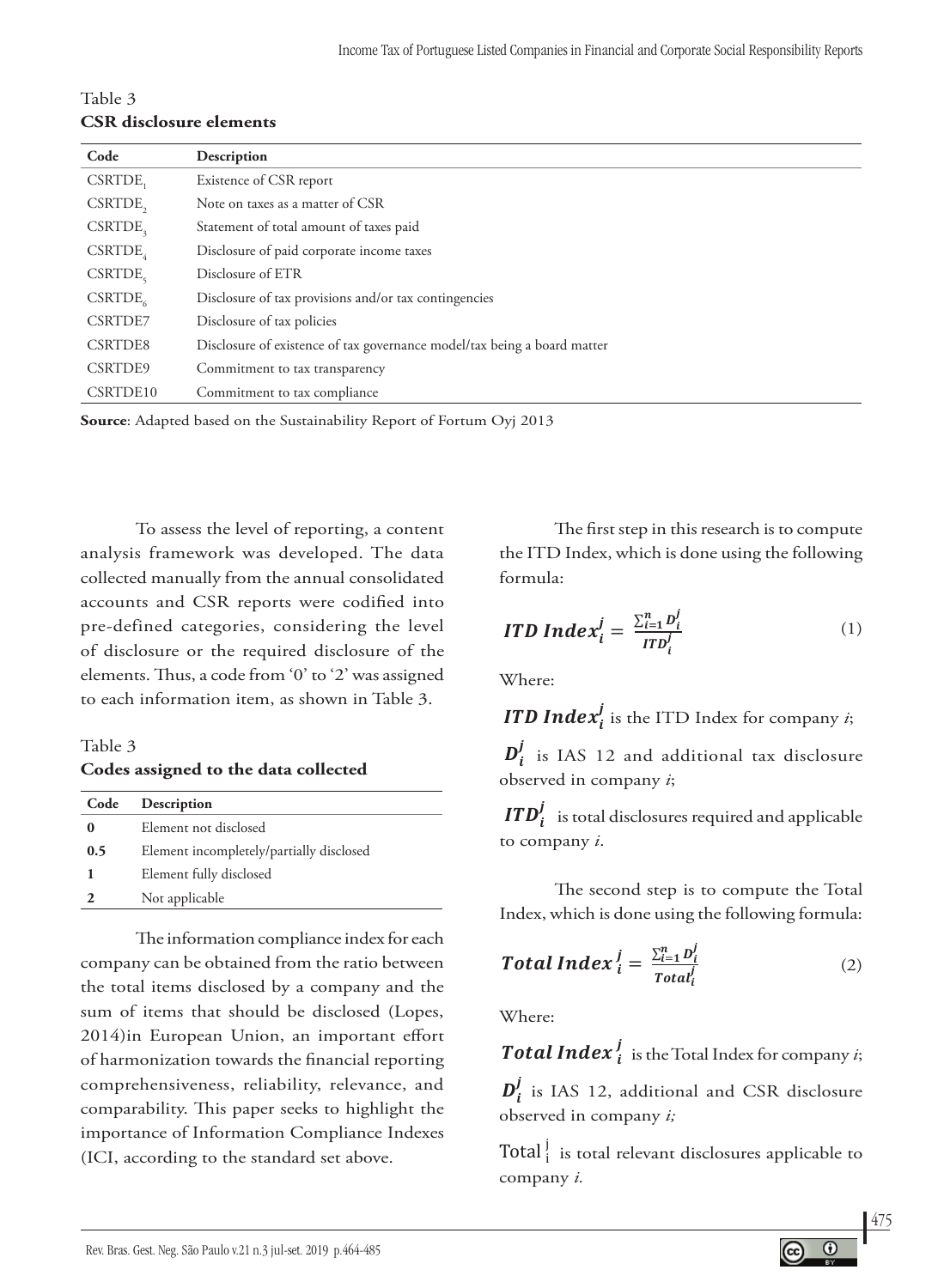Table 3

**CSR disclosure elements**

| Code | Description |
|---|---|
| $CSRTDE_1$ | Existence of CSR report |
| $CSRTDE_2$ | Note on taxes as a matter of CSR |
| $CSRTDE_3$ | Statement of total amount of taxes paid |
| $CSRTDE_4$ | Disclosure of paid corporate income taxes |
| $CSRTDE_5$ | Disclosure of ETR |
| $CSRTDE_6$ | Disclosure of tax provisions and/or tax contingencies |
| CSRTDE7 | Disclosure of tax policies |
| CSRTDE8 | Disclosure of existence of tax governance model/tax being a board matter |
| CSRTDE9 | Commitment to tax transparency |
| CSRTDE10 | Commitment to tax compliance |

**Source**: Adapted based on the Sustainability Report of Fortum Oyj 2013

To assess the level of reporting, a content analysis framework was developed. The data collected manually from the annual consolidated accounts and CSR reports were codified into pre-defined categories, considering the level of disclosure or the required disclosure of the elements. Thus, a code from '0' to '2' was assigned to each information item, as shown in Table 3.

Table 3

**Codes assigned to the data collected**

| Code | Description |
|---|---|
| **0** | Element not disclosed |
| **0.5** | Element incompletely/partially disclosed |
| **1** | Element fully disclosed |
| **2** | Not applicable |

The information compliance index for each company can be obtained from the ratio between the total items disclosed by a company and the sum of items that should be disclosed (Lopes, 2014)in European Union, an important effort of harmonization towards the financial reporting comprehensiveness, reliability, relevance, and comparability. This paper seeks to highlight the importance of Information Compliance Indexes (ICI, according to the standard set above.

The first step in this research is to compute the ITD Index, which is done using the following formula:

$$\boldsymbol{ITD\ Index_i^j} = \frac{\sum_{i=1}^{n} D_i^j}{ITD_i^j} \tag{1}$$

Where:

$\boldsymbol{ITD\ Index_i^j}$ is the ITD Index for company *i*;

$\boldsymbol{D_i^j}$ is IAS 12 and additional tax disclosure observed in company *i*;

$\boldsymbol{ITD_i^j}$ is total disclosures required and applicable to company *i*.

The second step is to compute the Total Index, which is done using the following formula:

$$\boldsymbol{Total\ Index_i^j} = \frac{\sum_{i=1}^{n} D_i^j}{Total_i^j} \tag{2}$$

Where:

$\boldsymbol{Total\ Index_i^j}$ is the Total Index for company *i*;

$\boldsymbol{D_i^j}$ is IAS 12, additional and CSR disclosure observed in company *i;*

$Total_i^j$ is total relevant disclosures applicable to company *i.*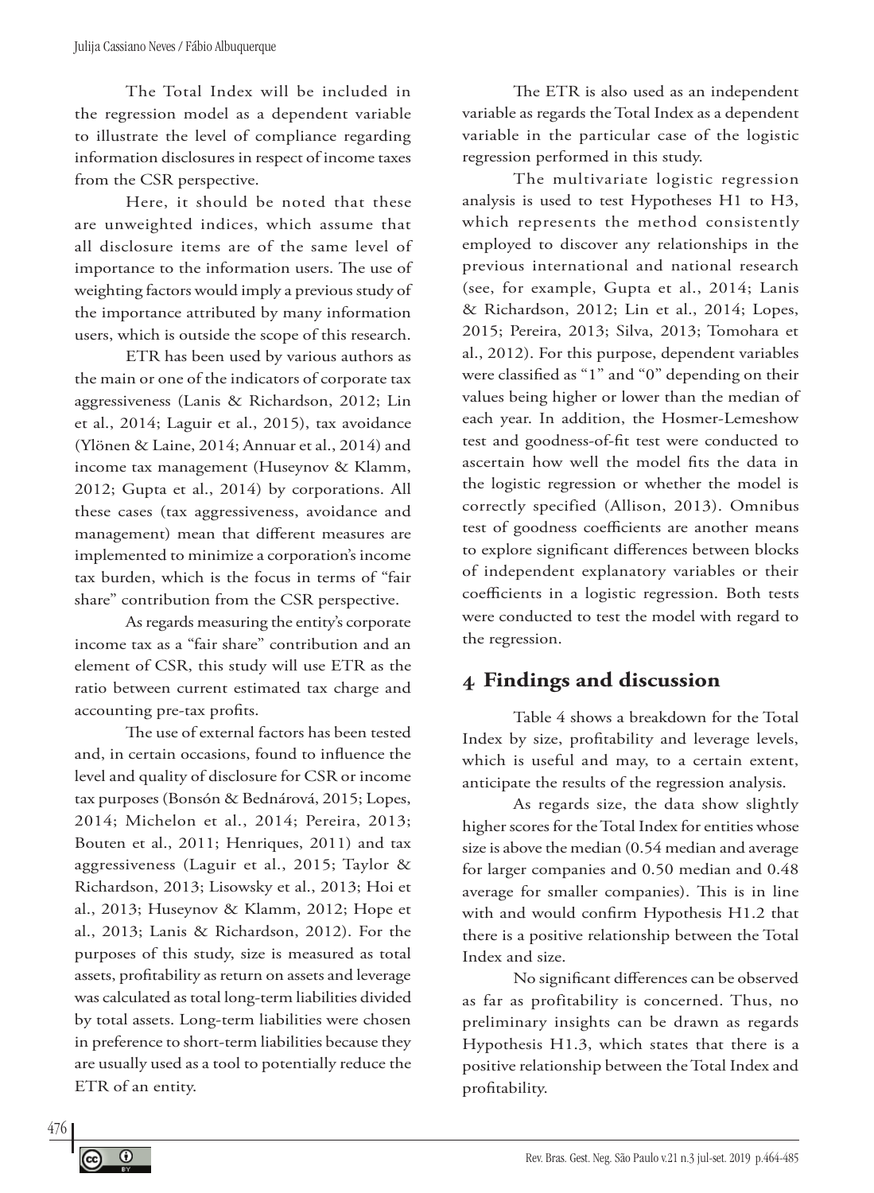The Total Index will be included in the regression model as a dependent variable to illustrate the level of compliance regarding information disclosures in respect of income taxes from the CSR perspective.

Here, it should be noted that these are unweighted indices, which assume that all disclosure items are of the same level of importance to the information users. The use of weighting factors would imply a previous study of the importance attributed by many information users, which is outside the scope of this research.

ETR has been used by various authors as the main or one of the indicators of corporate tax aggressiveness (Lanis & Richardson, 2012; Lin et al., 2014; Laguir et al., 2015), tax avoidance (Ylönen & Laine, 2014; Annuar et al., 2014) and income tax management (Huseynov & Klamm, 2012; Gupta et al., 2014) by corporations. All these cases (tax aggressiveness, avoidance and management) mean that different measures are implemented to minimize a corporation's income tax burden, which is the focus in terms of "fair share" contribution from the CSR perspective.

As regards measuring the entity's corporate income tax as a "fair share" contribution and an element of CSR, this study will use ETR as the ratio between current estimated tax charge and accounting pre-tax profits.

The use of external factors has been tested and, in certain occasions, found to influence the level and quality of disclosure for CSR or income tax purposes (Bonsón & Bednárová, 2015; Lopes, 2014; Michelon et al., 2014; Pereira, 2013; Bouten et al., 2011; Henriques, 2011) and tax aggressiveness (Laguir et al., 2015; Taylor & Richardson, 2013; Lisowsky et al., 2013; Hoi et al., 2013; Huseynov & Klamm, 2012; Hope et al., 2013; Lanis & Richardson, 2012). For the purposes of this study, size is measured as total assets, profitability as return on assets and leverage was calculated as total long-term liabilities divided by total assets. Long-term liabilities were chosen in preference to short-term liabilities because they are usually used as a tool to potentially reduce the ETR of an entity.

The ETR is also used as an independent variable as regards the Total Index as a dependent variable in the particular case of the logistic regression performed in this study.

The multivariate logistic regression analysis is used to test Hypotheses H1 to H3, which represents the method consistently employed to discover any relationships in the previous international and national research (see, for example, Gupta et al., 2014; Lanis & Richardson, 2012; Lin et al., 2014; Lopes, 2015; Pereira, 2013; Silva, 2013; Tomohara et al., 2012). For this purpose, dependent variables were classified as "1" and "0" depending on their values being higher or lower than the median of each year. In addition, the Hosmer-Lemeshow test and goodness-of-fit test were conducted to ascertain how well the model fits the data in the logistic regression or whether the model is correctly specified (Allison, 2013). Omnibus test of goodness coefficients are another means to explore significant differences between blocks of independent explanatory variables or their coefficients in a logistic regression. Both tests were conducted to test the model with regard to the regression.

## 4 Findings and discussion

Table 4 shows a breakdown for the Total Index by size, profitability and leverage levels, which is useful and may, to a certain extent, anticipate the results of the regression analysis.

As regards size, the data show slightly higher scores for the Total Index for entities whose size is above the median (0.54 median and average for larger companies and 0.50 median and 0.48 average for smaller companies). This is in line with and would confirm Hypothesis H1.2 that there is a positive relationship between the Total Index and size.

No significant differences can be observed as far as profitability is concerned. Thus, no preliminary insights can be drawn as regards Hypothesis H1.3, which states that there is a positive relationship between the Total Index and profitability.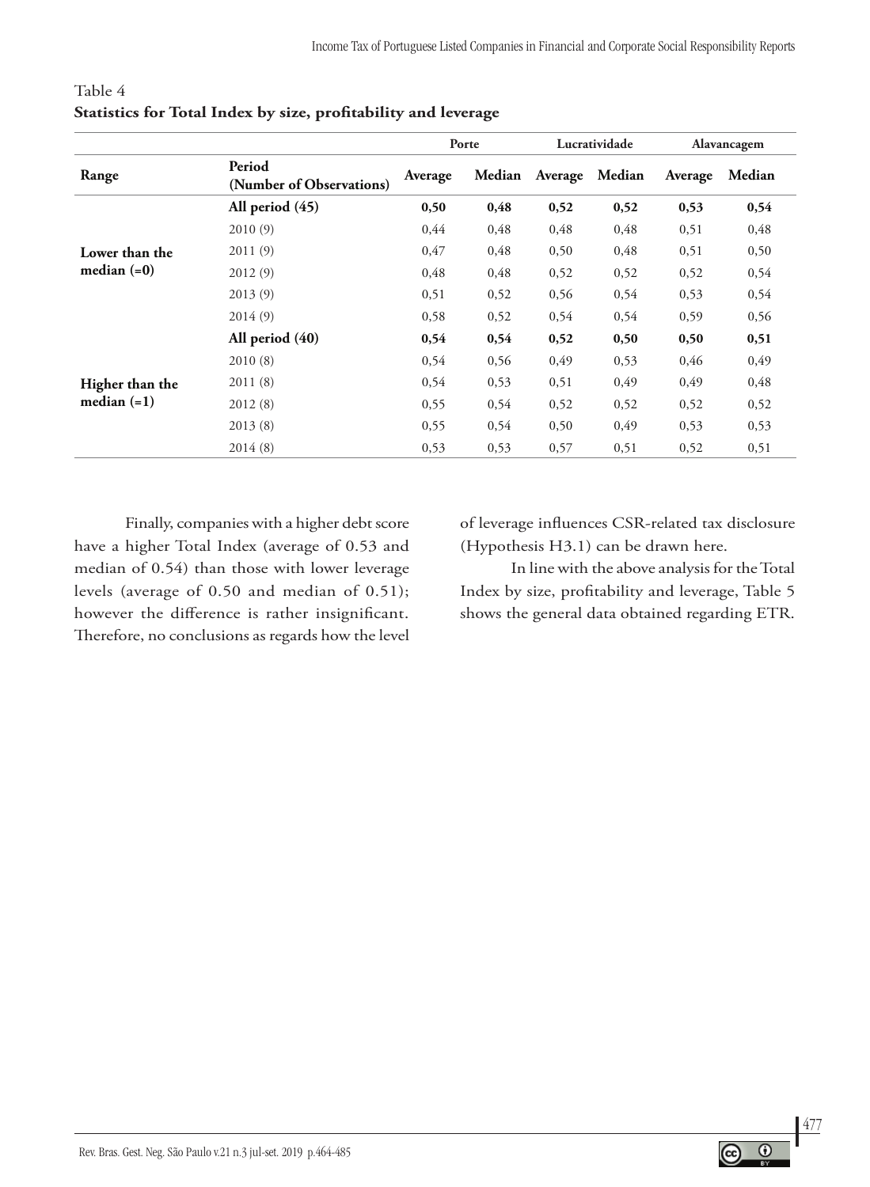Table 4

**Statistics for Total Index by size, profitability and leverage**

| Range | Period (Number of Observations) | Porte | | Lucratividade | | Alavancagem | |
|---|---|---|---|---|---|---|---|
| | | Average | Median | Average | Median | Average | Median |
| **Lower than the median (=0)** | **All period (45)** | **0,50** | **0,48** | **0,52** | **0,52** | **0,53** | **0,54** |
| | 2010 (9) | 0,44 | 0,48 | 0,48 | 0,48 | 0,51 | 0,48 |
| | 2011 (9) | 0,47 | 0,48 | 0,50 | 0,48 | 0,51 | 0,50 |
| | 2012 (9) | 0,48 | 0,48 | 0,52 | 0,52 | 0,52 | 0,54 |
| | 2013 (9) | 0,51 | 0,52 | 0,56 | 0,54 | 0,53 | 0,54 |
| | 2014 (9) | 0,58 | 0,52 | 0,54 | 0,54 | 0,59 | 0,56 |
| **Higher than the median (=1)** | **All period (40)** | **0,54** | **0,54** | **0,52** | **0,50** | **0,50** | **0,51** |
| | 2010 (8) | 0,54 | 0,56 | 0,49 | 0,53 | 0,46 | 0,49 |
| | 2011 (8) | 0,54 | 0,53 | 0,51 | 0,49 | 0,49 | 0,48 |
| | 2012 (8) | 0,55 | 0,54 | 0,52 | 0,52 | 0,52 | 0,52 |
| | 2013 (8) | 0,55 | 0,54 | 0,50 | 0,49 | 0,53 | 0,53 |
| | 2014 (8) | 0,53 | 0,53 | 0,57 | 0,51 | 0,52 | 0,51 |

Finally, companies with a higher debt score have a higher Total Index (average of 0.53 and median of 0.54) than those with lower leverage levels (average of 0.50 and median of 0.51); however the difference is rather insignificant. Therefore, no conclusions as regards how the level of leverage influences CSR-related tax disclosure (Hypothesis H3.1) can be drawn here.

In line with the above analysis for the Total Index by size, profitability and leverage, Table 5 shows the general data obtained regarding ETR.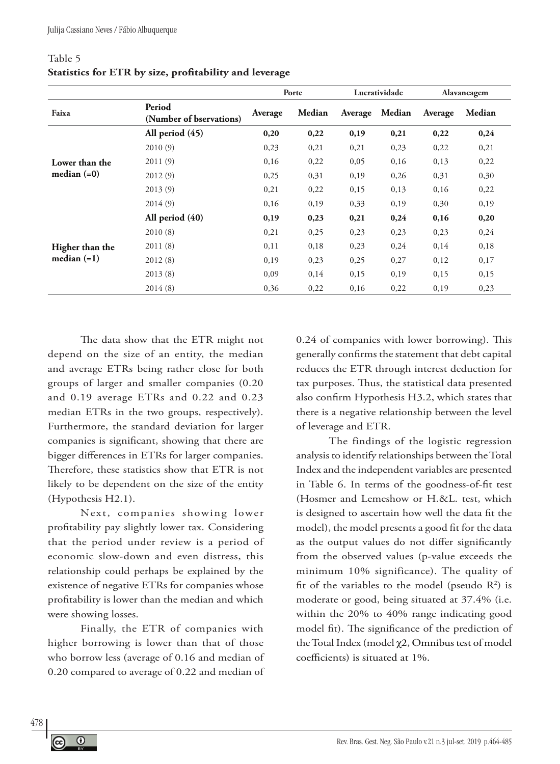Table 5
**Statistics for ETR by size, profitability and leverage**

| Faixa | Period (Number of bservations) | Porte | | Lucratividade | | Alavancagem | |
|---|---|---|---|---|---|---|---|
| | | Average | Median | Average | Median | Average | Median |
| **Lower than the median (=0)** | **All period (45)** | **0,20** | **0,22** | **0,19** | **0,21** | **0,22** | **0,24** |
| | 2010 (9) | 0,23 | 0,21 | 0,21 | 0,23 | 0,22 | 0,21 |
| | 2011 (9) | 0,16 | 0,22 | 0,05 | 0,16 | 0,13 | 0,22 |
| | 2012 (9) | 0,25 | 0,31 | 0,19 | 0,26 | 0,31 | 0,30 |
| | 2013 (9) | 0,21 | 0,22 | 0,15 | 0,13 | 0,16 | 0,22 |
| | 2014 (9) | 0,16 | 0,19 | 0,33 | 0,19 | 0,30 | 0,19 |
| **Higher than the median (=1)** | **All period (40)** | **0,19** | **0,23** | **0,21** | **0,24** | **0,16** | **0,20** |
| | 2010 (8) | 0,21 | 0,25 | 0,23 | 0,23 | 0,23 | 0,24 |
| | 2011 (8) | 0,11 | 0,18 | 0,23 | 0,24 | 0,14 | 0,18 |
| | 2012 (8) | 0,19 | 0,23 | 0,25 | 0,27 | 0,12 | 0,17 |
| | 2013 (8) | 0,09 | 0,14 | 0,15 | 0,19 | 0,15 | 0,15 |
| | 2014 (8) | 0,36 | 0,22 | 0,16 | 0,22 | 0,19 | 0,23 |

The data show that the ETR might not depend on the size of an entity, the median and average ETRs being rather close for both groups of larger and smaller companies (0.20 and 0.19 average ETRs and 0.22 and 0.23 median ETRs in the two groups, respectively). Furthermore, the standard deviation for larger companies is significant, showing that there are bigger differences in ETRs for larger companies. Therefore, these statistics show that ETR is not likely to be dependent on the size of the entity (Hypothesis H2.1).

Next, companies showing lower profitability pay slightly lower tax. Considering that the period under review is a period of economic slow-down and even distress, this relationship could perhaps be explained by the existence of negative ETRs for companies whose profitability is lower than the median and which were showing losses.

Finally, the ETR of companies with higher borrowing is lower than that of those who borrow less (average of 0.16 and median of 0.20 compared to average of 0.22 and median of 0.24 of companies with lower borrowing). This generally confirms the statement that debt capital reduces the ETR through interest deduction for tax purposes. Thus, the statistical data presented also confirm Hypothesis H3.2, which states that there is a negative relationship between the level of leverage and ETR.

The findings of the logistic regression analysis to identify relationships between the Total Index and the independent variables are presented in Table 6. In terms of the goodness-of-fit test (Hosmer and Lemeshow or H.&L. test, which is designed to ascertain how well the data fit the model), the model presents a good fit for the data as the output values do not differ significantly from the observed values (p-value exceeds the minimum 10% significance). The quality of fit of the variables to the model (pseudo $R^2$) is moderate or good, being situated at 37.4% (i.e. within the 20% to 40% range indicating good model fit). The significance of the prediction of the Total Index (model $\chi 2$, Omnibus test of model coefficients) is situated at 1%.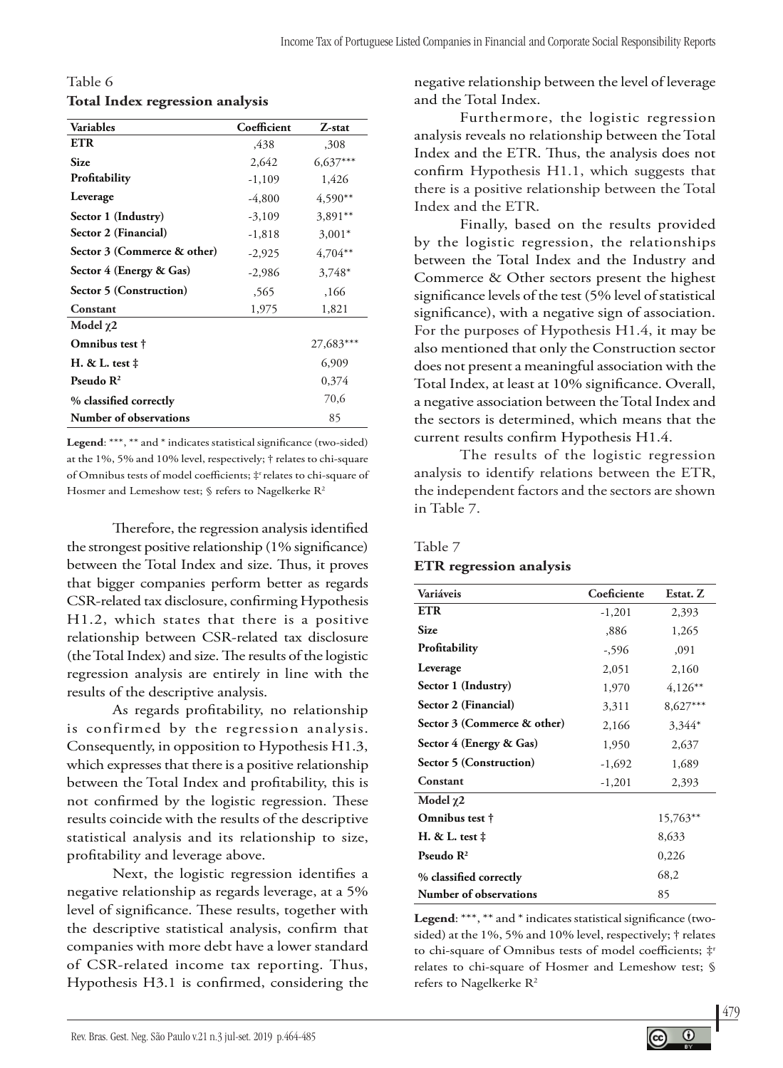Table 6

**Total Index regression analysis**

| Variables | Coefficient | Z-stat |
|---|---|---|
| **ETR** | ,438 | ,308 |
| **Size** | 2,642 | 6,637*** |
| **Profitability** | -1,109 | 1,426 |
| **Leverage** | -4,800 | 4,590** |
| **Sector 1 (Industry)** | -3,109 | 3,891** |
| **Sector 2 (Financial)** | -1,818 | 3,001* |
| **Sector 3 (Commerce & other)** | -2,925 | 4,704** |
| **Sector 4 (Energy & Gas)** | -2,986 | 3,748* |
| **Sector 5 (Construction)** | ,565 | ,166 |
| **Constant** | 1,975 | 1,821 |
| **Model $\chi 2$** | | |
| **Omnibus test †** | | 27,683*** |
| **H. & L. test ‡** | | 6,909 |
| **Pseudo $R^2$** | | 0,374 |
| **% classified correctly** | | 70,6 |
| **Number of observations** | | 85 |

**Legend**: ***, ** and * indicates statistical significance (two-sided) at the 1%, 5% and 10% level, respectively; † relates to chi-square of Omnibus tests of model coefficients; ‡ relates to chi-square of Hosmer and Lemeshow test; § refers to Nagelkerke $R^2$

Therefore, the regression analysis identified the strongest positive relationship (1% significance) between the Total Index and size. Thus, it proves that bigger companies perform better as regards CSR-related tax disclosure, confirming Hypothesis H1.2, which states that there is a positive relationship between CSR-related tax disclosure (the Total Index) and size. The results of the logistic regression analysis are entirely in line with the results of the descriptive analysis.

As regards profitability, no relationship is confirmed by the regression analysis. Consequently, in opposition to Hypothesis H1.3, which expresses that there is a positive relationship between the Total Index and profitability, this is not confirmed by the logistic regression. These results coincide with the results of the descriptive statistical analysis and its relationship to size, profitability and leverage above.

Next, the logistic regression identifies a negative relationship as regards leverage, at a 5% level of significance. These results, together with the descriptive statistical analysis, confirm that companies with more debt have a lower standard of CSR-related income tax reporting. Thus, Hypothesis H3.1 is confirmed, considering the negative relationship between the level of leverage and the Total Index.

Furthermore, the logistic regression analysis reveals no relationship between the Total Index and the ETR. Thus, the analysis does not confirm Hypothesis H1.1, which suggests that there is a positive relationship between the Total Index and the ETR.

Finally, based on the results provided by the logistic regression, the relationships between the Total Index and the Industry and Commerce & Other sectors present the highest significance levels of the test (5% level of statistical significance), with a negative sign of association. For the purposes of Hypothesis H1.4, it may be also mentioned that only the Construction sector does not present a meaningful association with the Total Index, at least at 10% significance. Overall, a negative association between the Total Index and the sectors is determined, which means that the current results confirm Hypothesis H1.4.

The results of the logistic regression analysis to identify relations between the ETR, the independent factors and the sectors are shown in Table 7.

Table 7

**ETR regression analysis**

| Variáveis | Coeficiente | Estat. Z |
|---|---|---|
| **ETR** | -1,201 | 2,393 |
| **Size** | ,886 | 1,265 |
| **Profitability** | -,596 | ,091 |
| **Leverage** | 2,051 | 2,160 |
| **Sector 1 (Industry)** | 1,970 | 4,126** |
| **Sector 2 (Financial)** | 3,311 | 8,627*** |
| **Sector 3 (Commerce & other)** | 2,166 | 3,344* |
| **Sector 4 (Energy & Gas)** | 1,950 | 2,637 |
| **Sector 5 (Construction)** | -1,692 | 1,689 |
| **Constant** | -1,201 | 2,393 |
| **Model $\chi 2$** | | |
| **Omnibus test †** | | 15,763** |
| **H. & L. test ‡** | | 8,633 |
| **Pseudo $R^2$** | | 0,226 |
| **% classified correctly** | | 68,2 |
| **Number of observations** | | 85 |

**Legend**: ***, ** and * indicates statistical significance (two-sided) at the 1%, 5% and 10% level, respectively; † relates to chi-square of Omnibus tests of model coefficients; ‡ relates to chi-square of Hosmer and Lemeshow test; § refers to Nagelkerke $R^2$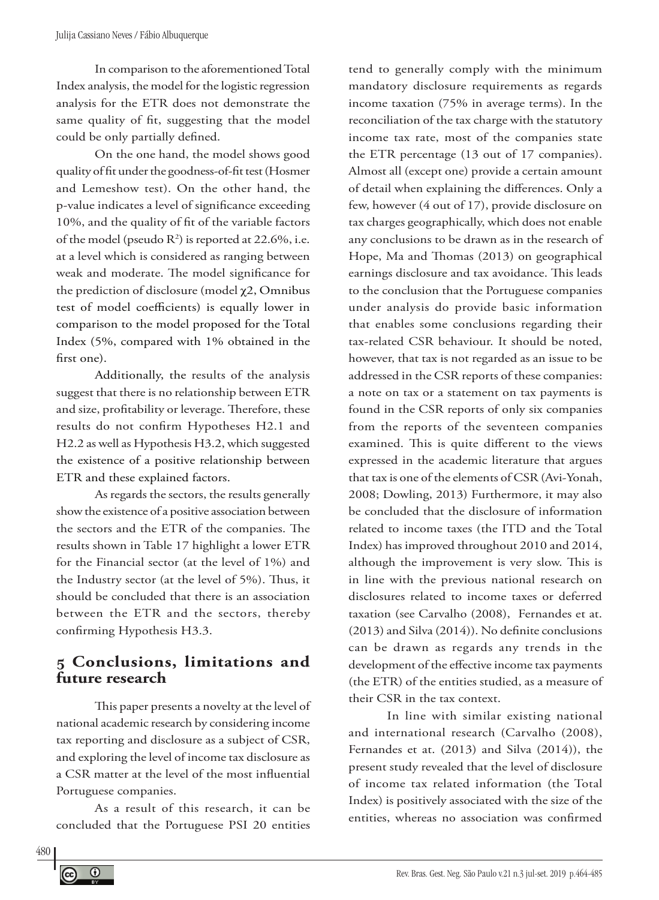In comparison to the aforementioned Total Index analysis, the model for the logistic regression analysis for the ETR does not demonstrate the same quality of fit, suggesting that the model could be only partially defined.

On the one hand, the model shows good quality of fit under the goodness-of-fit test (Hosmer and Lemeshow test). On the other hand, the p-value indicates a level of significance exceeding 10%, and the quality of fit of the variable factors of the model (pseudo $R^2$) is reported at 22.6%, i.e. at a level which is considered as ranging between weak and moderate. The model significance for the prediction of disclosure (model $\chi 2$, Omnibus test of model coefficients) is equally lower in comparison to the model proposed for the Total Index (5%, compared with 1% obtained in the first one).

Additionally, the results of the analysis suggest that there is no relationship between ETR and size, profitability or leverage. Therefore, these results do not confirm Hypotheses H2.1 and H2.2 as well as Hypothesis H3.2, which suggested the existence of a positive relationship between ETR and these explained factors.

As regards the sectors, the results generally show the existence of a positive association between the sectors and the ETR of the companies. The results shown in Table 17 highlight a lower ETR for the Financial sector (at the level of 1%) and the Industry sector (at the level of 5%). Thus, it should be concluded that there is an association between the ETR and the sectors, thereby confirming Hypothesis H3.3.

## 5 Conclusions, limitations and future research

This paper presents a novelty at the level of national academic research by considering income tax reporting and disclosure as a subject of CSR, and exploring the level of income tax disclosure as a CSR matter at the level of the most influential Portuguese companies.

As a result of this research, it can be concluded that the Portuguese PSI 20 entities tend to generally comply with the minimum mandatory disclosure requirements as regards income taxation (75% in average terms). In the reconciliation of the tax charge with the statutory income tax rate, most of the companies state the ETR percentage (13 out of 17 companies). Almost all (except one) provide a certain amount of detail when explaining the differences. Only a few, however (4 out of 17), provide disclosure on tax charges geographically, which does not enable any conclusions to be drawn as in the research of Hope, Ma and Thomas (2013) on geographical earnings disclosure and tax avoidance. This leads to the conclusion that the Portuguese companies under analysis do provide basic information that enables some conclusions regarding their tax-related CSR behaviour. It should be noted, however, that tax is not regarded as an issue to be addressed in the CSR reports of these companies: a note on tax or a statement on tax payments is found in the CSR reports of only six companies from the reports of the seventeen companies examined. This is quite different to the views expressed in the academic literature that argues that tax is one of the elements of CSR (Avi-Yonah, 2008; Dowling, 2013) Furthermore, it may also be concluded that the disclosure of information related to income taxes (the ITD and the Total Index) has improved throughout 2010 and 2014, although the improvement is very slow. This is in line with the previous national research on disclosures related to income taxes or deferred taxation (see Carvalho (2008), Fernandes et at. (2013) and Silva (2014)). No definite conclusions can be drawn as regards any trends in the development of the effective income tax payments (the ETR) of the entities studied, as a measure of their CSR in the tax context.

In line with similar existing national and international research (Carvalho (2008), Fernandes et at. (2013) and Silva (2014)), the present study revealed that the level of disclosure of income tax related information (the Total Index) is positively associated with the size of the entities, whereas no association was confirmed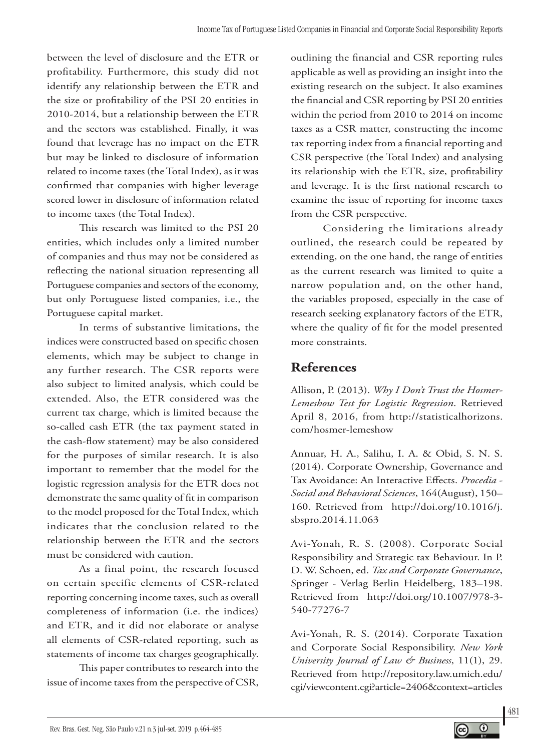between the level of disclosure and the ETR or profitability. Furthermore, this study did not identify any relationship between the ETR and the size or profitability of the PSI 20 entities in 2010-2014, but a relationship between the ETR and the sectors was established. Finally, it was found that leverage has no impact on the ETR but may be linked to disclosure of information related to income taxes (the Total Index), as it was confirmed that companies with higher leverage scored lower in disclosure of information related to income taxes (the Total Index).

This research was limited to the PSI 20 entities, which includes only a limited number of companies and thus may not be considered as reflecting the national situation representing all Portuguese companies and sectors of the economy, but only Portuguese listed companies, i.e., the Portuguese capital market.

In terms of substantive limitations, the indices were constructed based on specific chosen elements, which may be subject to change in any further research. The CSR reports were also subject to limited analysis, which could be extended. Also, the ETR considered was the current tax charge, which is limited because the so-called cash ETR (the tax payment stated in the cash-flow statement) may be also considered for the purposes of similar research. It is also important to remember that the model for the logistic regression analysis for the ETR does not demonstrate the same quality of fit in comparison to the model proposed for the Total Index, which indicates that the conclusion related to the relationship between the ETR and the sectors must be considered with caution.

As a final point, the research focused on certain specific elements of CSR-related reporting concerning income taxes, such as overall completeness of information (i.e. the indices) and ETR, and it did not elaborate or analyse all elements of CSR-related reporting, such as statements of income tax charges geographically.

This paper contributes to research into the issue of income taxes from the perspective of CSR, outlining the financial and CSR reporting rules applicable as well as providing an insight into the existing research on the subject. It also examines the financial and CSR reporting by PSI 20 entities within the period from 2010 to 2014 on income taxes as a CSR matter, constructing the income tax reporting index from a financial reporting and CSR perspective (the Total Index) and analysing its relationship with the ETR, size, profitability and leverage. It is the first national research to examine the issue of reporting for income taxes from the CSR perspective.

Considering the limitations already outlined, the research could be repeated by extending, on the one hand, the range of entities as the current research was limited to quite a narrow population and, on the other hand, the variables proposed, especially in the case of research seeking explanatory factors of the ETR, where the quality of fit for the model presented more constraints.

## References

Allison, P. (2013). *Why I Don't Trust the Hosmer-Lemeshow Test for Logistic Regression*. Retrieved April 8, 2016, from http://statisticalhorizons.com/hosmer-lemeshow

Annuar, H. A., Salihu, I. A. & Obid, S. N. S. (2014). Corporate Ownership, Governance and Tax Avoidance: An Interactive Effects. *Procedia - Social and Behavioral Sciences*, 164(August), 150–160. Retrieved from http://doi.org/10.1016/j.sbspro.2014.11.063

Avi-Yonah, R. S. (2008). Corporate Social Responsibility and Strategic tax Behaviour. In P. D. W. Schoen, ed. *Tax and Corporate Governance*, Springer - Verlag Berlin Heidelberg, 183–198. Retrieved from http://doi.org/10.1007/978-3-540-77276-7

Avi-Yonah, R. S. (2014). Corporate Taxation and Corporate Social Responsibility. *New York University Journal of Law & Business*, 11(1), 29. Retrieved from http://repository.law.umich.edu/cgi/viewcontent.cgi?article=2406&context=articles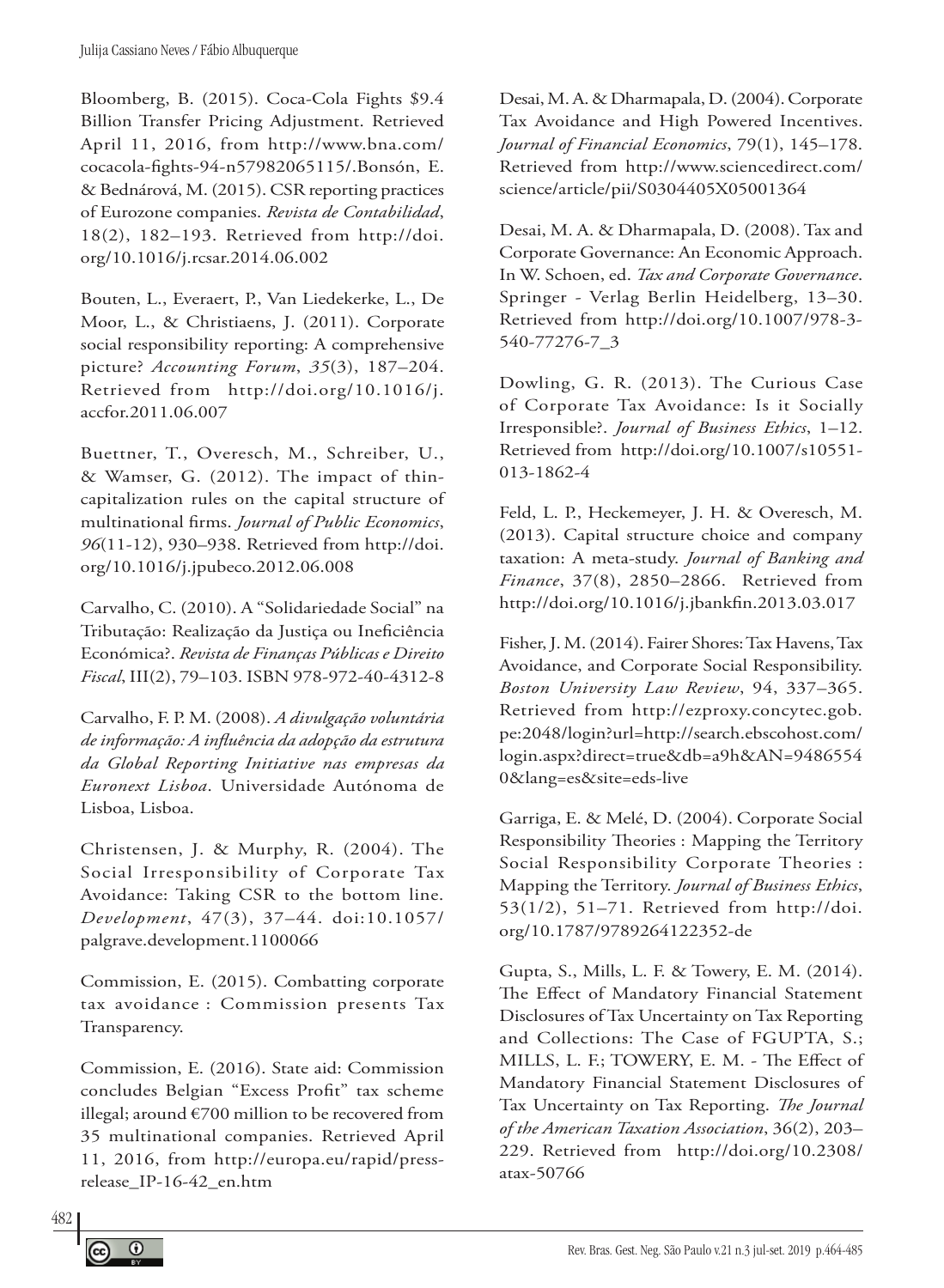Bloomberg, B. (2015). Coca-Cola Fights $9.4 Billion Transfer Pricing Adjustment. Retrieved April 11, 2016, from http://www.bna.com/cocacola-fights-94-n57982065115/.Bonsón, E. & Bednárová, M. (2015). CSR reporting practices of Eurozone companies. *Revista de Contabilidad*, 18(2), 182–193. Retrieved from http://doi.org/10.1016/j.rcsar.2014.06.002

Bouten, L., Everaert, P., Van Liedekerke, L., De Moor, L., & Christiaens, J. (2011). Corporate social responsibility reporting: A comprehensive picture? *Accounting Forum*, *35*(3), 187–204. Retrieved from http://doi.org/10.1016/j.accfor.2011.06.007

Buettner, T., Overesch, M., Schreiber, U., & Wamser, G. (2012). The impact of thin-capitalization rules on the capital structure of multinational firms. *Journal of Public Economics*, *96*(11-12), 930–938. Retrieved from http://doi.org/10.1016/j.jpubeco.2012.06.008

Carvalho, C. (2010). A "Solidariedade Social" na Tributação: Realização da Justiça ou Ineficiência Económica?. *Revista de Finanças Públicas e Direito Fiscal*, III(2), 79–103. ISBN 978-972-40-4312-8

Carvalho, F. P. M. (2008). *A divulgação voluntária de informação: A influência da adopção da estrutura da Global Reporting Initiative nas empresas da Euronext Lisboa*. Universidade Autónoma de Lisboa, Lisboa.

Christensen, J. & Murphy, R. (2004). The Social Irresponsibility of Corporate Tax Avoidance: Taking CSR to the bottom line. *Development*, 47(3), 37–44. doi:10.1057/palgrave.development.1100066

Commission, E. (2015). Combatting corporate tax avoidance : Commission presents Tax Transparency.

Commission, E. (2016). State aid: Commission concludes Belgian "Excess Profit" tax scheme illegal; around €700 million to be recovered from 35 multinational companies. Retrieved April 11, 2016, from http://europa.eu/rapid/press-release_IP-16-42_en.htm

Desai, M. A. & Dharmapala, D. (2004). Corporate Tax Avoidance and High Powered Incentives. *Journal of Financial Economics*, 79(1), 145–178. Retrieved from http://www.sciencedirect.com/science/article/pii/S0304405X05001364

Desai, M. A. & Dharmapala, D. (2008). Tax and Corporate Governance: An Economic Approach. In W. Schoen, ed. *Tax and Corporate Governance*. Springer - Verlag Berlin Heidelberg, 13–30. Retrieved from http://doi.org/10.1007/978-3-540-77276-7_3

Dowling, G. R. (2013). The Curious Case of Corporate Tax Avoidance: Is it Socially Irresponsible?. *Journal of Business Ethics*, 1–12. Retrieved from http://doi.org/10.1007/s10551-013-1862-4

Feld, L. P., Heckemeyer, J. H. & Overesch, M. (2013). Capital structure choice and company taxation: A meta-study. *Journal of Banking and Finance*, 37(8), 2850–2866. Retrieved from http://doi.org/10.1016/j.jbankfin.2013.03.017

Fisher, J. M. (2014). Fairer Shores: Tax Havens, Tax Avoidance, and Corporate Social Responsibility. *Boston University Law Review*, 94, 337–365. Retrieved from http://ezproxy.concytec.gob.pe:2048/login?url=http://search.ebscohost.com/login.aspx?direct=true&db=a9h&AN=94865540&lang=es&site=eds-live

Garriga, E. & Melé, D. (2004). Corporate Social Responsibility Theories : Mapping the Territory Social Responsibility Corporate Theories : Mapping the Territory. *Journal of Business Ethics*, 53(1/2), 51–71. Retrieved from http://doi.org/10.1787/9789264122352-de

Gupta, S., Mills, L. F. & Towery, E. M. (2014). The Effect of Mandatory Financial Statement Disclosures of Tax Uncertainty on Tax Reporting and Collections: The Case of FGUPTA, S.; MILLS, L. F.; TOWERY, E. M. - The Effect of Mandatory Financial Statement Disclosures of Tax Uncertainty on Tax Reporting. *The Journal of the American Taxation Association*, 36(2), 203–229. Retrieved from http://doi.org/10.2308/atax-50766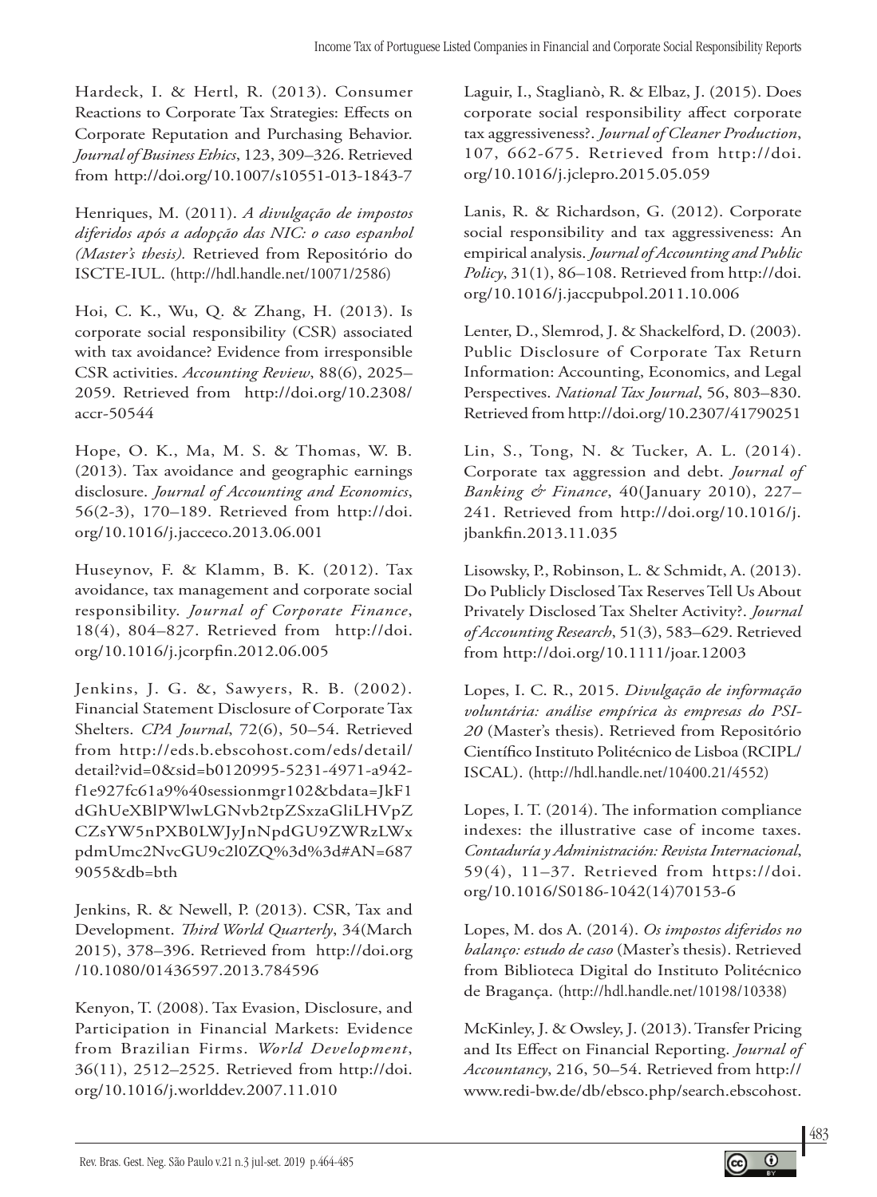Hardeck, I. & Hertl, R. (2013). Consumer Reactions to Corporate Tax Strategies: Effects on Corporate Reputation and Purchasing Behavior. *Journal of Business Ethics*, 123, 309–326. Retrieved from http://doi.org/10.1007/s10551-013-1843-7

Henriques, M. (2011). *A divulgação de impostos diferidos após a adopção das NIC: o caso espanhol (Master's thesis).* Retrieved from Repositório do ISCTE-IUL. (http://hdl.handle.net/10071/2586)

Hoi, C. K., Wu, Q. & Zhang, H. (2013). Is corporate social responsibility (CSR) associated with tax avoidance? Evidence from irresponsible CSR activities. *Accounting Review*, 88(6), 2025–2059. Retrieved from http://doi.org/10.2308/accr-50544

Hope, O. K., Ma, M. S. & Thomas, W. B. (2013). Tax avoidance and geographic earnings disclosure. *Journal of Accounting and Economics*, 56(2-3), 170–189. Retrieved from http://doi.org/10.1016/j.jacceco.2013.06.001

Huseynov, F. & Klamm, B. K. (2012). Tax avoidance, tax management and corporate social responsibility. *Journal of Corporate Finance*, 18(4), 804–827. Retrieved from http://doi.org/10.1016/j.jcorpfin.2012.06.005

Jenkins, J. G. &, Sawyers, R. B. (2002). Financial Statement Disclosure of Corporate Tax Shelters. *CPA Journal*, 72(6), 50–54. Retrieved from http://eds.b.ebscohost.com/eds/detail/detail?vid=0&sid=b0120995-5231-4971-a942-f1e927fc61a9%40sessionmgr102&bdata=JkF1dGhUeXBlPWlwLGNvb2tpZSxzaGliLHVpZCZsYW5nPXB0LWJyJnNpdGU9ZWRzLWxpdmUmc2NvcGU9c2l0ZQ%3d%3d#AN=6879055&db=bth

Jenkins, R. & Newell, P. (2013). CSR, Tax and Development. *Third World Quarterly*, 34(March 2015), 378–396. Retrieved from http://doi.org/10.1080/01436597.2013.784596

Kenyon, T. (2008). Tax Evasion, Disclosure, and Participation in Financial Markets: Evidence from Brazilian Firms. *World Development*, 36(11), 2512–2525. Retrieved from http://doi.org/10.1016/j.worlddev.2007.11.010

Laguir, I., Staglianò, R. & Elbaz, J. (2015). Does corporate social responsibility affect corporate tax aggressiveness?. *Journal of Cleaner Production*, 107, 662-675. Retrieved from http://doi.org/10.1016/j.jclepro.2015.05.059

Lanis, R. & Richardson, G. (2012). Corporate social responsibility and tax aggressiveness: An empirical analysis. *Journal of Accounting and Public Policy*, 31(1), 86–108. Retrieved from http://doi.org/10.1016/j.jaccpubpol.2011.10.006

Lenter, D., Slemrod, J. & Shackelford, D. (2003). Public Disclosure of Corporate Tax Return Information: Accounting, Economics, and Legal Perspectives. *National Tax Journal*, 56, 803–830. Retrieved from http://doi.org/10.2307/41790251

Lin, S., Tong, N. & Tucker, A. L. (2014). Corporate tax aggression and debt. *Journal of Banking & Finance*, 40(January 2010), 227–241. Retrieved from http://doi.org/10.1016/j.jbankfin.2013.11.035

Lisowsky, P., Robinson, L. & Schmidt, A. (2013). Do Publicly Disclosed Tax Reserves Tell Us About Privately Disclosed Tax Shelter Activity?. *Journal of Accounting Research*, 51(3), 583–629. Retrieved from http://doi.org/10.1111/joar.12003

Lopes, I. C. R., 2015. *Divulgação de informação voluntária: análise empírica às empresas do PSI-20* (Master's thesis). Retrieved from Repositório Científico Instituto Politécnico de Lisboa (RCIPL/ISCAL). (http://hdl.handle.net/10400.21/4552)

Lopes, I. T. (2014). The information compliance indexes: the illustrative case of income taxes. *Contaduría y Administración: Revista Internacional*, 59(4), 11–37. Retrieved from https://doi.org/10.1016/S0186-1042(14)70153-6

Lopes, M. dos A. (2014). *Os impostos diferidos no balanço: estudo de caso* (Master's thesis). Retrieved from Biblioteca Digital do Instituto Politécnico de Bragança. (http://hdl.handle.net/10198/10338)

McKinley, J. & Owsley, J. (2013). Transfer Pricing and Its Effect on Financial Reporting. *Journal of Accountancy*, 216, 50–54. Retrieved from http://www.redi-bw.de/db/ebsco.php/search.ebscohost.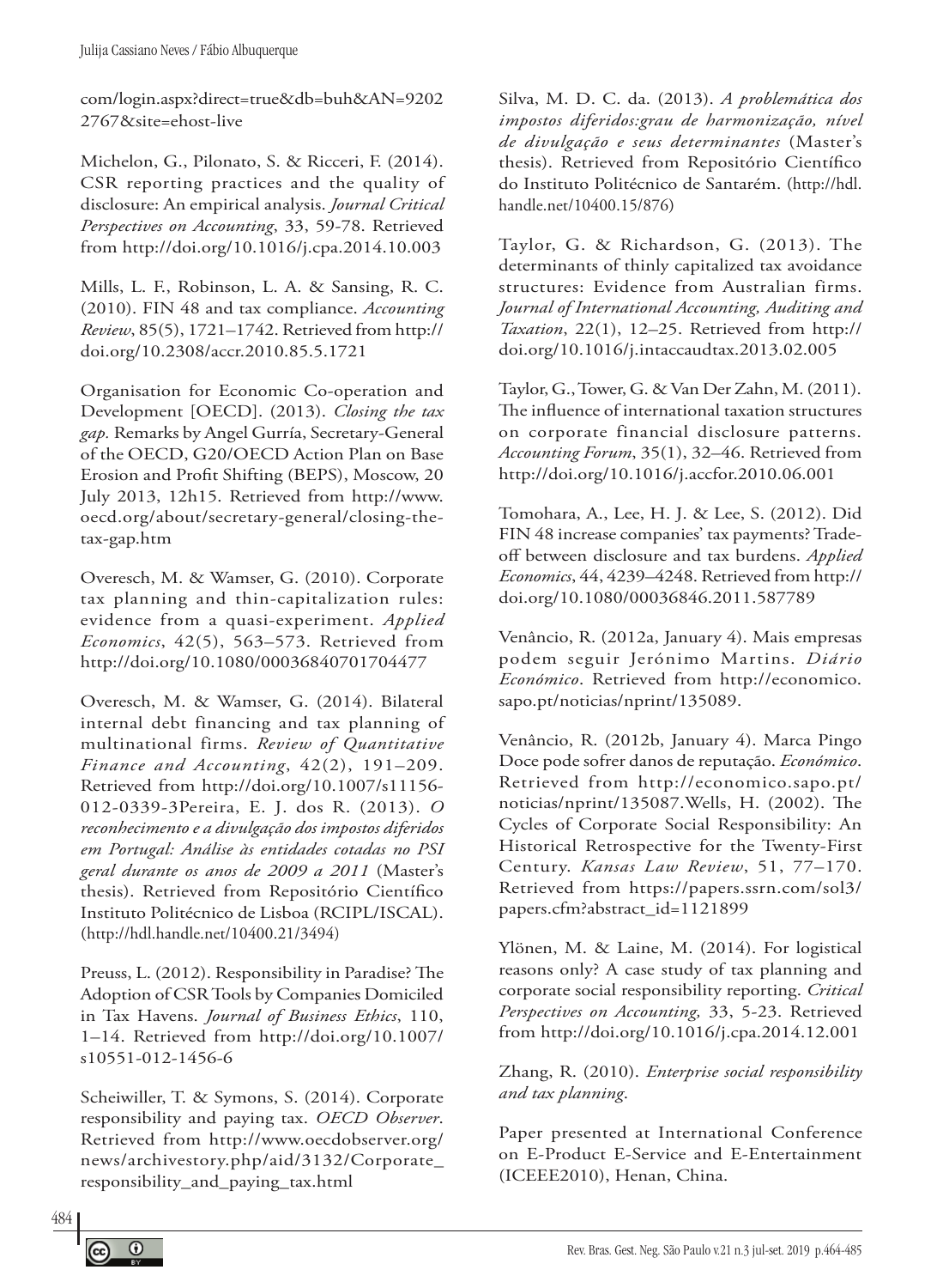com/login.aspx?direct=true&db=buh&AN=92022767&site=ehost-live

Michelon, G., Pilonato, S. & Ricceri, F. (2014). CSR reporting practices and the quality of disclosure: An empirical analysis. *Journal Critical Perspectives on Accounting*, 33, 59-78. Retrieved from http://doi.org/10.1016/j.cpa.2014.10.003

Mills, L. F., Robinson, L. A. & Sansing, R. C. (2010). FIN 48 and tax compliance. *Accounting Review*, 85(5), 1721–1742. Retrieved from http://doi.org/10.2308/accr.2010.85.5.1721

Organisation for Economic Co-operation and Development [OECD]. (2013). *Closing the tax gap.* Remarks by Angel Gurría, Secretary-General of the OECD, G20/OECD Action Plan on Base Erosion and Profit Shifting (BEPS), Moscow, 20 July 2013, 12h15. Retrieved from http://www.oecd.org/about/secretary-general/closing-the-tax-gap.htm

Overesch, M. & Wamser, G. (2010). Corporate tax planning and thin-capitalization rules: evidence from a quasi-experiment. *Applied Economics*, 42(5), 563–573. Retrieved from http://doi.org/10.1080/00036840701704477

Overesch, M. & Wamser, G. (2014). Bilateral internal debt financing and tax planning of multinational firms. *Review of Quantitative Finance and Accounting*, 42(2), 191–209. Retrieved from http://doi.org/10.1007/s11156-012-0339-3Pereira, E. J. dos R. (2013). *O reconhecimento e a divulgação dos impostos diferidos em Portugal: Análise às entidades cotadas no PSI geral durante os anos de 2009 a 2011* (Master's thesis). Retrieved from Repositório Científico Instituto Politécnico de Lisboa (RCIPL/ISCAL). (http://hdl.handle.net/10400.21/3494)

Preuss, L. (2012). Responsibility in Paradise? The Adoption of CSR Tools by Companies Domiciled in Tax Havens. *Journal of Business Ethics*, 110, 1–14. Retrieved from http://doi.org/10.1007/s10551-012-1456-6

Scheiwiller, T. & Symons, S. (2014). Corporate responsibility and paying tax. *OECD Observer*. Retrieved from http://www.oecdobserver.org/news/archivestory.php/aid/3132/Corporate_responsibility_and_paying_tax.html

Silva, M. D. C. da. (2013). *A problemática dos impostos diferidos:grau de harmonização, nível de divulgação e seus determinantes* (Master's thesis). Retrieved from Repositório Científico do Instituto Politécnico de Santarém. (http://hdl.handle.net/10400.15/876)

Taylor, G. & Richardson, G. (2013). The determinants of thinly capitalized tax avoidance structures: Evidence from Australian firms. *Journal of International Accounting, Auditing and Taxation*, 22(1), 12–25. Retrieved from http://doi.org/10.1016/j.intaccaudtax.2013.02.005

Taylor, G., Tower, G. & Van Der Zahn, M. (2011). The influence of international taxation structures on corporate financial disclosure patterns. *Accounting Forum*, 35(1), 32–46. Retrieved from http://doi.org/10.1016/j.accfor.2010.06.001

Tomohara, A., Lee, H. J. & Lee, S. (2012). Did FIN 48 increase companies' tax payments? Trade-off between disclosure and tax burdens. *Applied Economics*, 44, 4239–4248. Retrieved from http://doi.org/10.1080/00036846.2011.587789

Venâncio, R. (2012a, January 4). Mais empresas podem seguir Jerónimo Martins. *Diário Económico*. Retrieved from http://economico.sapo.pt/noticias/nprint/135089.

Venâncio, R. (2012b, January 4). Marca Pingo Doce pode sofrer danos de reputação. *Económico*. Retrieved from http://economico.sapo.pt/noticias/nprint/135087.Wells, H. (2002). The Cycles of Corporate Social Responsibility: An Historical Retrospective for the Twenty-First Century. *Kansas Law Review*, 51, 77–170. Retrieved from https://papers.ssrn.com/sol3/papers.cfm?abstract_id=1121899

Ylönen, M. & Laine, M. (2014). For logistical reasons only? A case study of tax planning and corporate social responsibility reporting. *Critical Perspectives on Accounting,* 33, 5-23. Retrieved from http://doi.org/10.1016/j.cpa.2014.12.001

Zhang, R. (2010). *Enterprise social responsibility and tax planning*.

Paper presented at International Conference on E-Product E-Service and E-Entertainment (ICEEE2010), Henan, China.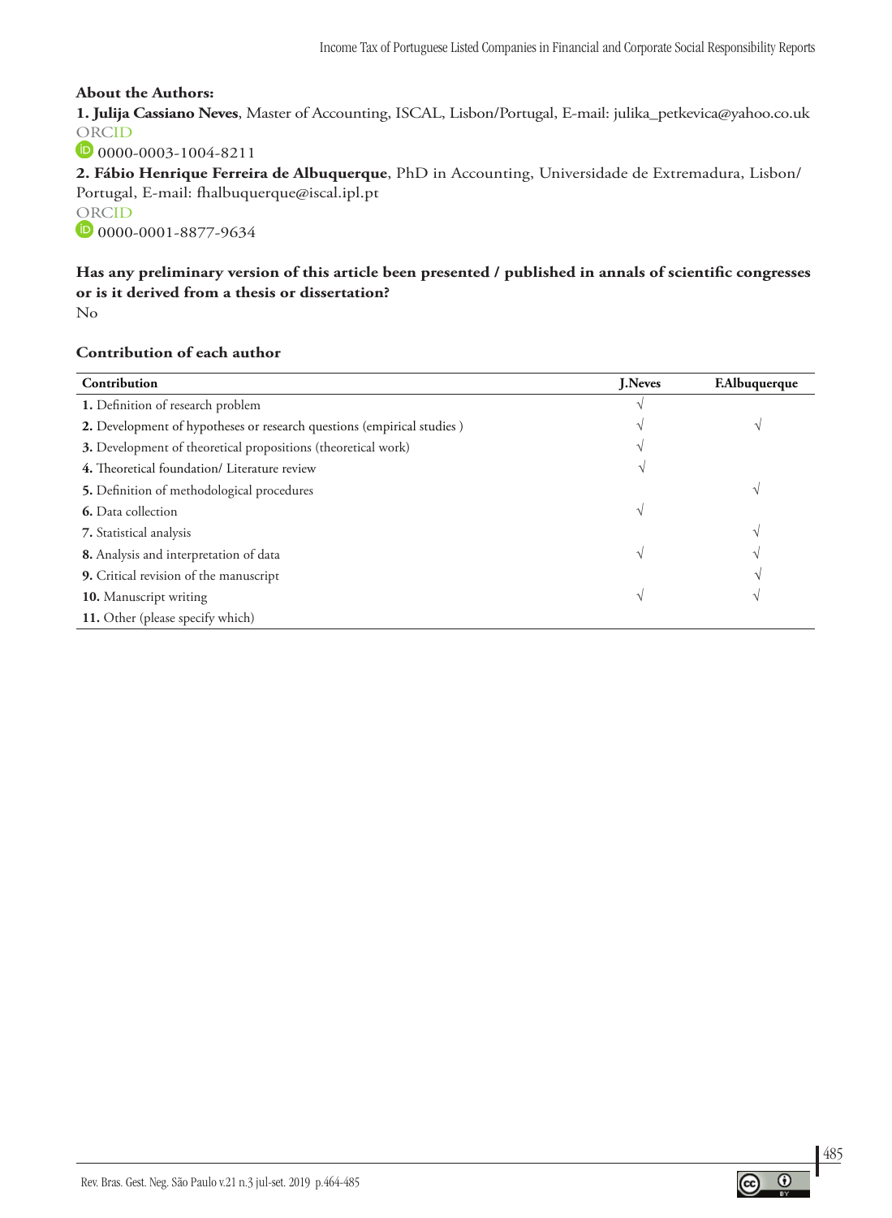**About the Authors:**

**1. Julija Cassiano Neves**, Master of Accounting, ISCAL, Lisbon/Portugal, E-mail: julika_petkevica@yahoo.co.uk

ORCID

0000-0003-1004-8211

**2. Fábio Henrique Ferreira de Albuquerque**, PhD in Accounting, Universidade de Extremadura, Lisbon/Portugal, E-mail: fhalbuquerque@iscal.ipl.pt

ORCID

0000-0001-8877-9634

**Has any preliminary version of this article been presented / published in annals of scientific congresses or is it derived from a thesis or dissertation?**

No

**Contribution of each author**

| Contribution | J.Neves | F.Albuquerque |
|---|---|---|
| **1.** Definition of research problem | √ | |
| **2.** Development of hypotheses or research questions (empirical studies ) | √ | √ |
| **3.** Development of theoretical propositions (theoretical work) | √ | |
| **4.** Theoretical foundation/ Literature review | √ | |
| **5.** Definition of methodological procedures | | √ |
| **6.** Data collection | √ | |
| **7.** Statistical analysis | | √ |
| **8.** Analysis and interpretation of data | √ | √ |
| **9.** Critical revision of the manuscript | | √ |
| **10.** Manuscript writing | √ | √ |
| **11.** Other (please specify which) | | |